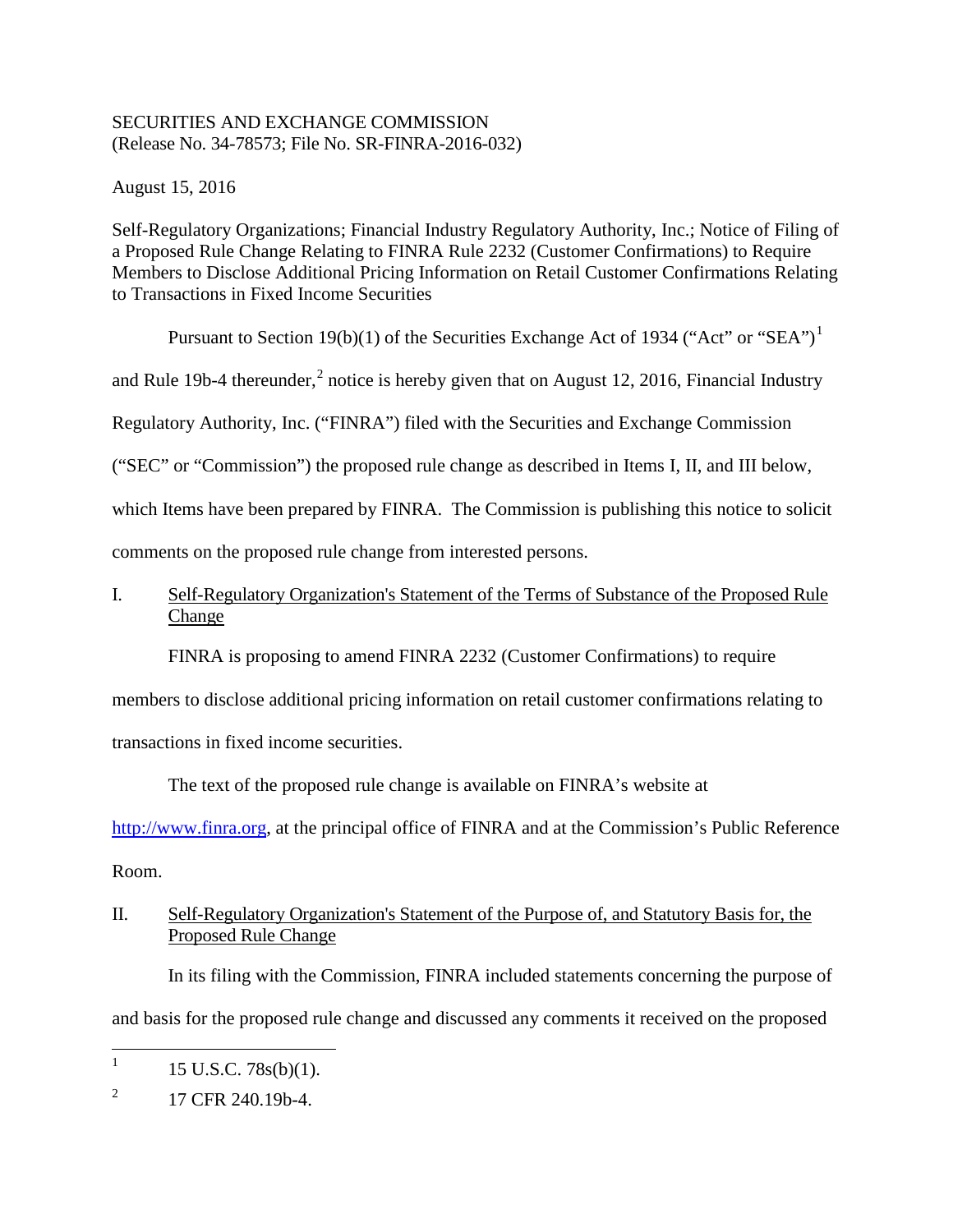SECURITIES AND EXCHANGE COMMISSION
(Release No. 34-78573; File No. SR-FINRA-2016-032)

August 15, 2016

Self-Regulatory Organizations; Financial Industry Regulatory Authority, Inc.; Notice of Filing of a Proposed Rule Change Relating to FINRA Rule 2232 (Customer Confirmations) to Require Members to Disclose Additional Pricing Information on Retail Customer Confirmations Relating to Transactions in Fixed Income Securities

Pursuant to Section 19(b)(1) of the Securities Exchange Act of 1934 ("Act" or "SEA")[1] and Rule 19b-4 thereunder,[2] notice is hereby given that on August 12, 2016, Financial Industry Regulatory Authority, Inc. ("FINRA") filed with the Securities and Exchange Commission ("SEC" or "Commission") the proposed rule change as described in Items I, II, and III below, which Items have been prepared by FINRA. The Commission is publishing this notice to solicit comments on the proposed rule change from interested persons.

## I. Self-Regulatory Organization's Statement of the Terms of Substance of the Proposed Rule Change

FINRA is proposing to amend FINRA 2232 (Customer Confirmations) to require members to disclose additional pricing information on retail customer confirmations relating to transactions in fixed income securities.

The text of the proposed rule change is available on FINRA's website at http://www.finra.org, at the principal office of FINRA and at the Commission's Public Reference Room.

## II. Self-Regulatory Organization's Statement of the Purpose of, and Statutory Basis for, the Proposed Rule Change

In its filing with the Commission, FINRA included statements concerning the purpose of and basis for the proposed rule change and discussed any comments it received on the proposed

---

[1] 15 U.S.C. 78s(b)(1).

[2] 17 CFR 240.19b-4.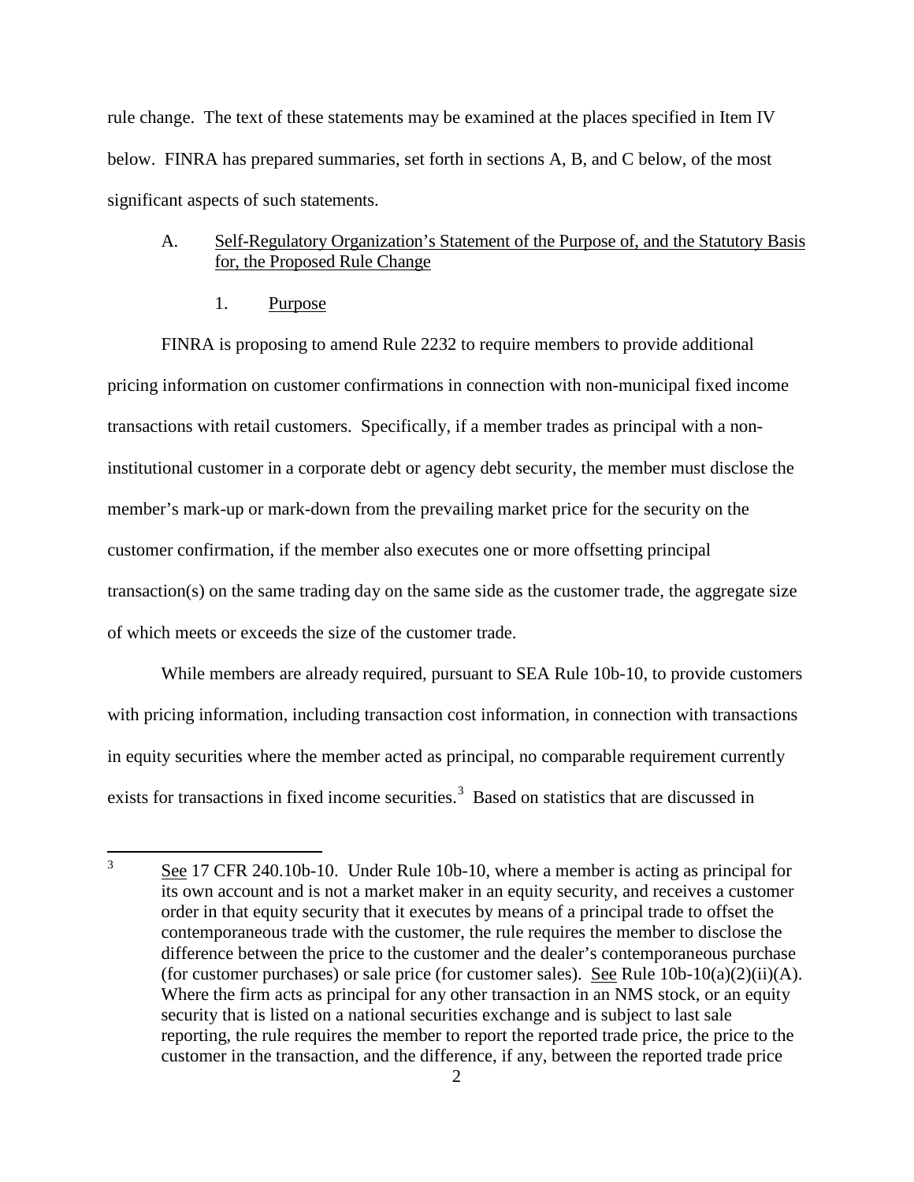rule change. The text of these statements may be examined at the places specified in Item IV below. FINRA has prepared summaries, set forth in sections A, B, and C below, of the most significant aspects of such statements.

A. Self-Regulatory Organization's Statement of the Purpose of, and the Statutory Basis for, the Proposed Rule Change

1. Purpose

FINRA is proposing to amend Rule 2232 to require members to provide additional pricing information on customer confirmations in connection with non-municipal fixed income transactions with retail customers. Specifically, if a member trades as principal with a non-institutional customer in a corporate debt or agency debt security, the member must disclose the member's mark-up or mark-down from the prevailing market price for the security on the customer confirmation, if the member also executes one or more offsetting principal transaction(s) on the same trading day on the same side as the customer trade, the aggregate size of which meets or exceeds the size of the customer trade.

While members are already required, pursuant to SEA Rule 10b-10, to provide customers with pricing information, including transaction cost information, in connection with transactions in equity securities where the member acted as principal, no comparable requirement currently exists for transactions in fixed income securities.[3] Based on statistics that are discussed in

---

[3] See 17 CFR 240.10b-10. Under Rule 10b-10, where a member is acting as principal for its own account and is not a market maker in an equity security, and receives a customer order in that equity security that it executes by means of a principal trade to offset the contemporaneous trade with the customer, the rule requires the member to disclose the difference between the price to the customer and the dealer's contemporaneous purchase (for customer purchases) or sale price (for customer sales). See Rule 10b-10(a)(2)(ii)(A). Where the firm acts as principal for any other transaction in an NMS stock, or an equity security that is listed on a national securities exchange and is subject to last sale reporting, the rule requires the member to report the reported trade price, the price to the customer in the transaction, and the difference, if any, between the reported trade price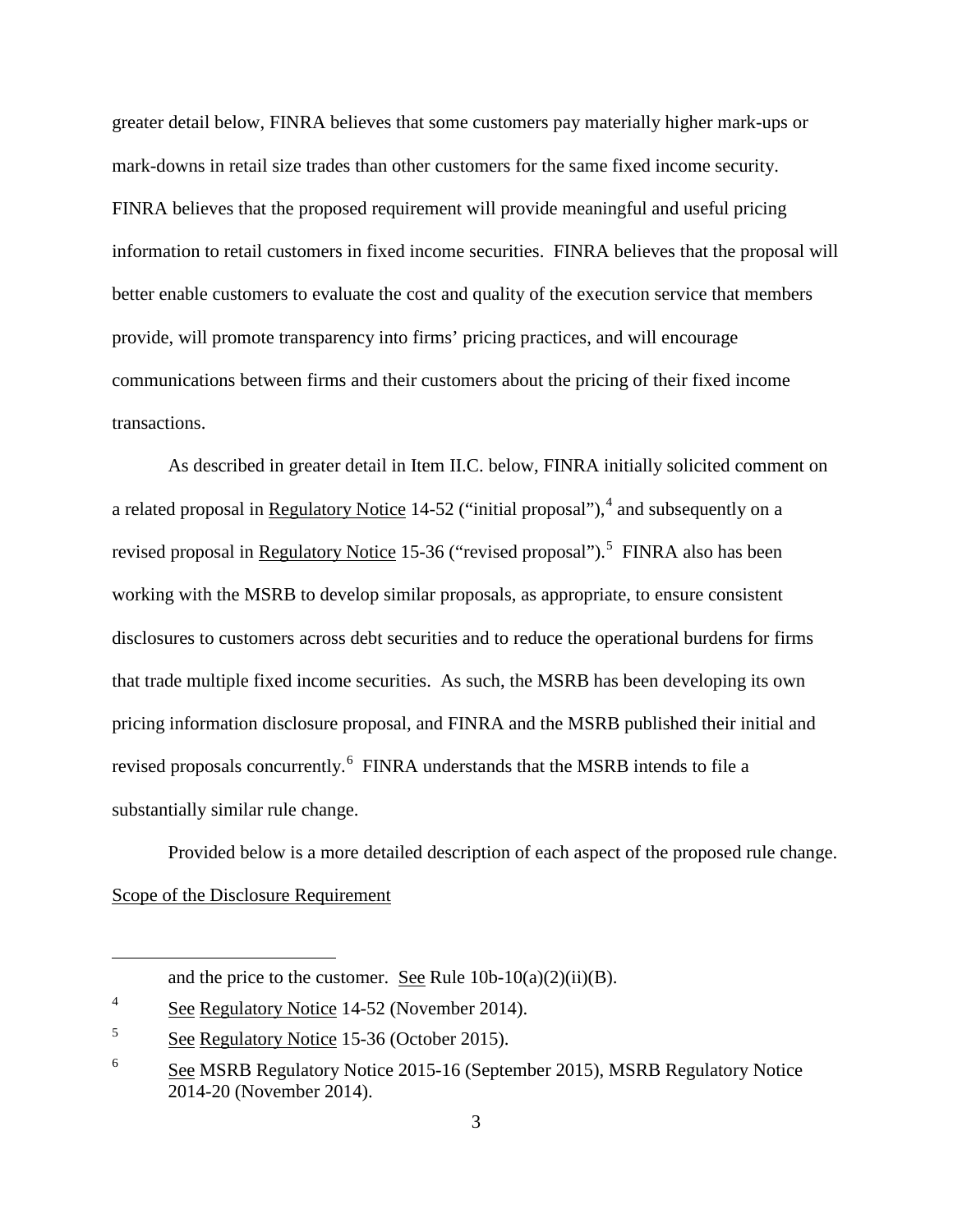greater detail below, FINRA believes that some customers pay materially higher mark-ups or mark-downs in retail size trades than other customers for the same fixed income security. FINRA believes that the proposed requirement will provide meaningful and useful pricing information to retail customers in fixed income securities. FINRA believes that the proposal will better enable customers to evaluate the cost and quality of the execution service that members provide, will promote transparency into firms' pricing practices, and will encourage communications between firms and their customers about the pricing of their fixed income transactions.

As described in greater detail in Item II.C. below, FINRA initially solicited comment on a related proposal in Regulatory Notice 14-52 ("initial proposal"),[4] and subsequently on a revised proposal in Regulatory Notice 15-36 ("revised proposal").[5] FINRA also has been working with the MSRB to develop similar proposals, as appropriate, to ensure consistent disclosures to customers across debt securities and to reduce the operational burdens for firms that trade multiple fixed income securities. As such, the MSRB has been developing its own pricing information disclosure proposal, and FINRA and the MSRB published their initial and revised proposals concurrently.[6] FINRA understands that the MSRB intends to file a substantially similar rule change.

Provided below is a more detailed description of each aspect of the proposed rule change.

Scope of the Disclosure Requirement

---

and the price to the customer. See Rule 10b-10(a)(2)(ii)(B).

[4] See Regulatory Notice 14-52 (November 2014).

[5] See Regulatory Notice 15-36 (October 2015).

[6] See MSRB Regulatory Notice 2015-16 (September 2015), MSRB Regulatory Notice 2014-20 (November 2014).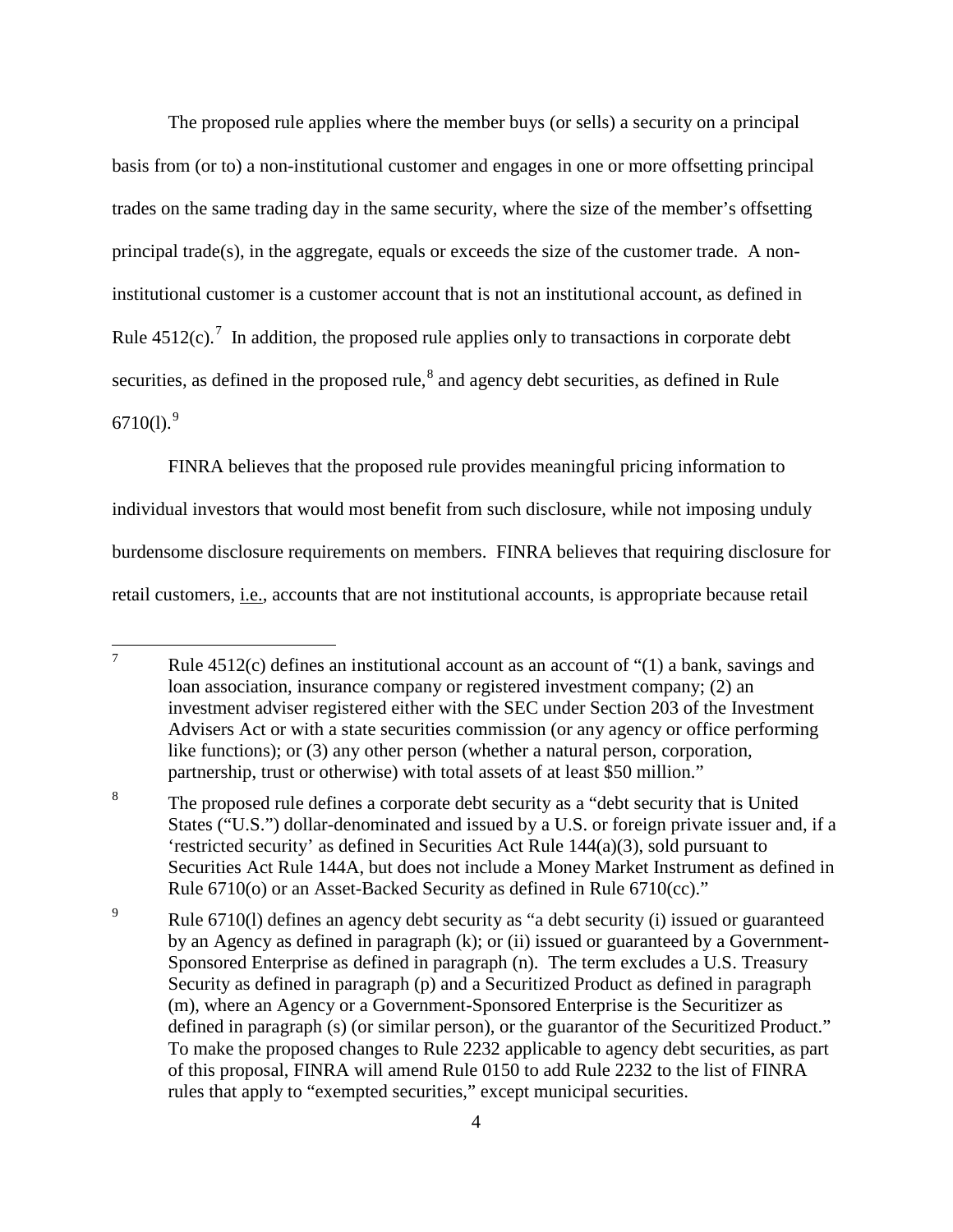The proposed rule applies where the member buys (or sells) a security on a principal basis from (or to) a non-institutional customer and engages in one or more offsetting principal trades on the same trading day in the same security, where the size of the member's offsetting principal trade(s), in the aggregate, equals or exceeds the size of the customer trade. A non-institutional customer is a customer account that is not an institutional account, as defined in Rule 4512(c).[7] In addition, the proposed rule applies only to transactions in corporate debt securities, as defined in the proposed rule,[8] and agency debt securities, as defined in Rule 6710(l).[9]

FINRA believes that the proposed rule provides meaningful pricing information to individual investors that would most benefit from such disclosure, while not imposing unduly burdensome disclosure requirements on members. FINRA believes that requiring disclosure for retail customers, i.e., accounts that are not institutional accounts, is appropriate because retail

---

[7] Rule 4512(c) defines an institutional account as an account of "(1) a bank, savings and loan association, insurance company or registered investment company; (2) an investment adviser registered either with the SEC under Section 203 of the Investment Advisers Act or with a state securities commission (or any agency or office performing like functions); or (3) any other person (whether a natural person, corporation, partnership, trust or otherwise) with total assets of at least $50 million."

[8] The proposed rule defines a corporate debt security as a "debt security that is United States ("U.S.") dollar-denominated and issued by a U.S. or foreign private issuer and, if a 'restricted security' as defined in Securities Act Rule 144(a)(3), sold pursuant to Securities Act Rule 144A, but does not include a Money Market Instrument as defined in Rule 6710(o) or an Asset-Backed Security as defined in Rule 6710(cc)."

[9] Rule 6710(l) defines an agency debt security as "a debt security (i) issued or guaranteed by an Agency as defined in paragraph (k); or (ii) issued or guaranteed by a Government-Sponsored Enterprise as defined in paragraph (n). The term excludes a U.S. Treasury Security as defined in paragraph (p) and a Securitized Product as defined in paragraph (m), where an Agency or a Government-Sponsored Enterprise is the Securitizer as defined in paragraph (s) (or similar person), or the guarantor of the Securitized Product." To make the proposed changes to Rule 2232 applicable to agency debt securities, as part of this proposal, FINRA will amend Rule 0150 to add Rule 2232 to the list of FINRA rules that apply to "exempted securities," except municipal securities.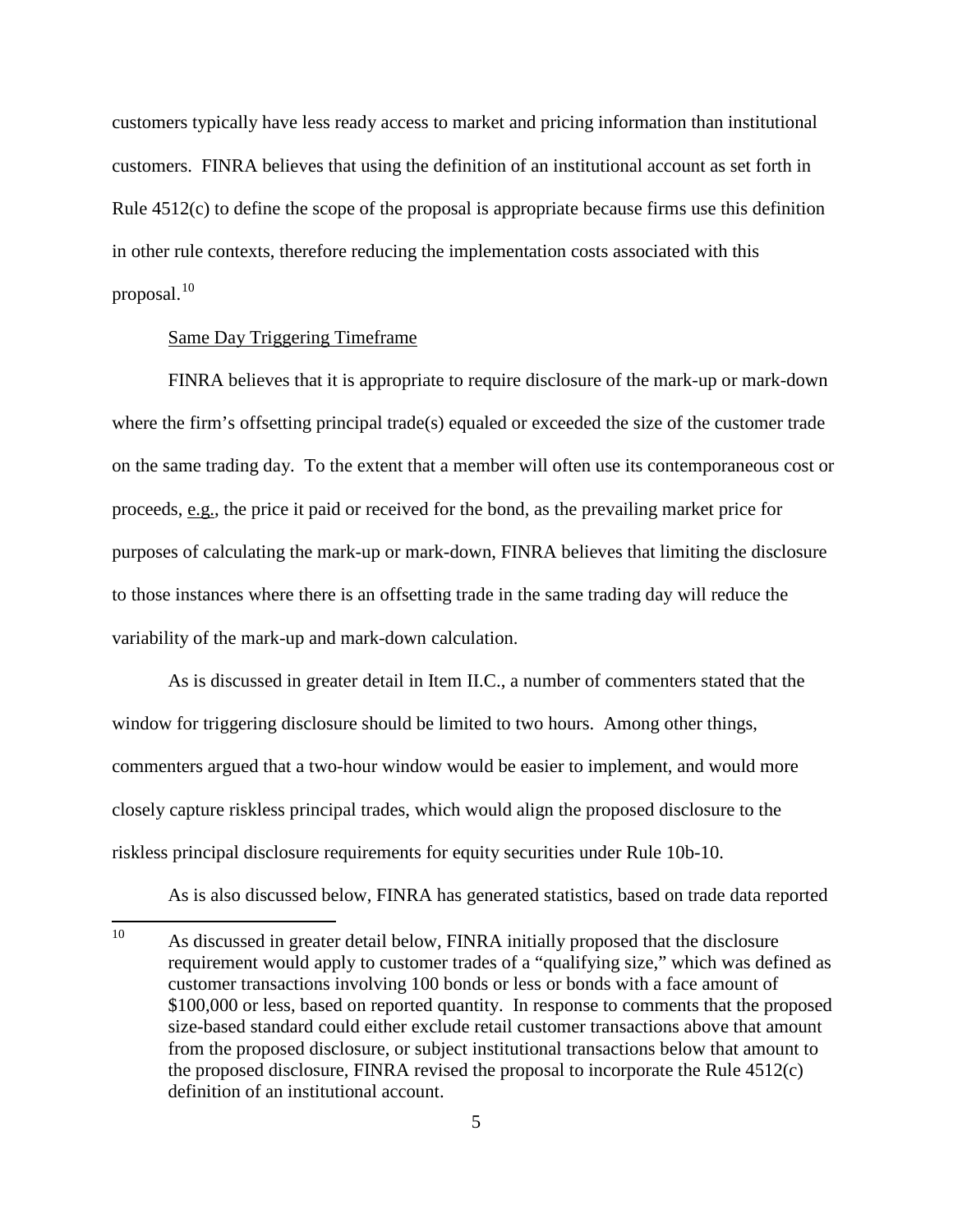customers typically have less ready access to market and pricing information than institutional customers. FINRA believes that using the definition of an institutional account as set forth in Rule 4512(c) to define the scope of the proposal is appropriate because firms use this definition in other rule contexts, therefore reducing the implementation costs associated with this proposal.[10]

Same Day Triggering Timeframe

FINRA believes that it is appropriate to require disclosure of the mark-up or mark-down where the firm's offsetting principal trade(s) equaled or exceeded the size of the customer trade on the same trading day. To the extent that a member will often use its contemporaneous cost or proceeds, e.g., the price it paid or received for the bond, as the prevailing market price for purposes of calculating the mark-up or mark-down, FINRA believes that limiting the disclosure to those instances where there is an offsetting trade in the same trading day will reduce the variability of the mark-up and mark-down calculation.

As is discussed in greater detail in Item II.C., a number of commenters stated that the window for triggering disclosure should be limited to two hours. Among other things, commenters argued that a two-hour window would be easier to implement, and would more closely capture riskless principal trades, which would align the proposed disclosure to the riskless principal disclosure requirements for equity securities under Rule 10b-10.

As is also discussed below, FINRA has generated statistics, based on trade data reported

---

[10] As discussed in greater detail below, FINRA initially proposed that the disclosure requirement would apply to customer trades of a "qualifying size," which was defined as customer transactions involving 100 bonds or less or bonds with a face amount of $100,000 or less, based on reported quantity. In response to comments that the proposed size-based standard could either exclude retail customer transactions above that amount from the proposed disclosure, or subject institutional transactions below that amount to the proposed disclosure, FINRA revised the proposal to incorporate the Rule 4512(c) definition of an institutional account.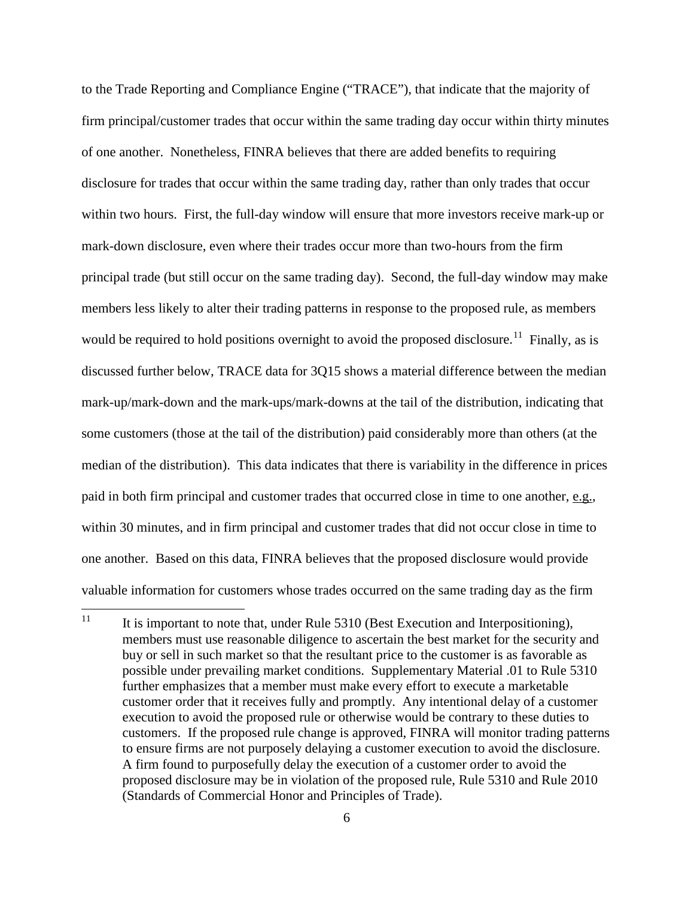to the Trade Reporting and Compliance Engine ("TRACE"), that indicate that the majority of firm principal/customer trades that occur within the same trading day occur within thirty minutes of one another. Nonetheless, FINRA believes that there are added benefits to requiring disclosure for trades that occur within the same trading day, rather than only trades that occur within two hours. First, the full-day window will ensure that more investors receive mark-up or mark-down disclosure, even where their trades occur more than two-hours from the firm principal trade (but still occur on the same trading day). Second, the full-day window may make members less likely to alter their trading patterns in response to the proposed rule, as members would be required to hold positions overnight to avoid the proposed disclosure.[11] Finally, as is discussed further below, TRACE data for 3Q15 shows a material difference between the median mark-up/mark-down and the mark-ups/mark-downs at the tail of the distribution, indicating that some customers (those at the tail of the distribution) paid considerably more than others (at the median of the distribution). This data indicates that there is variability in the difference in prices paid in both firm principal and customer trades that occurred close in time to one another, e.g., within 30 minutes, and in firm principal and customer trades that did not occur close in time to one another. Based on this data, FINRA believes that the proposed disclosure would provide valuable information for customers whose trades occurred on the same trading day as the firm

[11] It is important to note that, under Rule 5310 (Best Execution and Interpositioning), members must use reasonable diligence to ascertain the best market for the security and buy or sell in such market so that the resultant price to the customer is as favorable as possible under prevailing market conditions. Supplementary Material .01 to Rule 5310 further emphasizes that a member must make every effort to execute a marketable customer order that it receives fully and promptly. Any intentional delay of a customer execution to avoid the proposed rule or otherwise would be contrary to these duties to customers. If the proposed rule change is approved, FINRA will monitor trading patterns to ensure firms are not purposely delaying a customer execution to avoid the disclosure. A firm found to purposefully delay the execution of a customer order to avoid the proposed disclosure may be in violation of the proposed rule, Rule 5310 and Rule 2010 (Standards of Commercial Honor and Principles of Trade).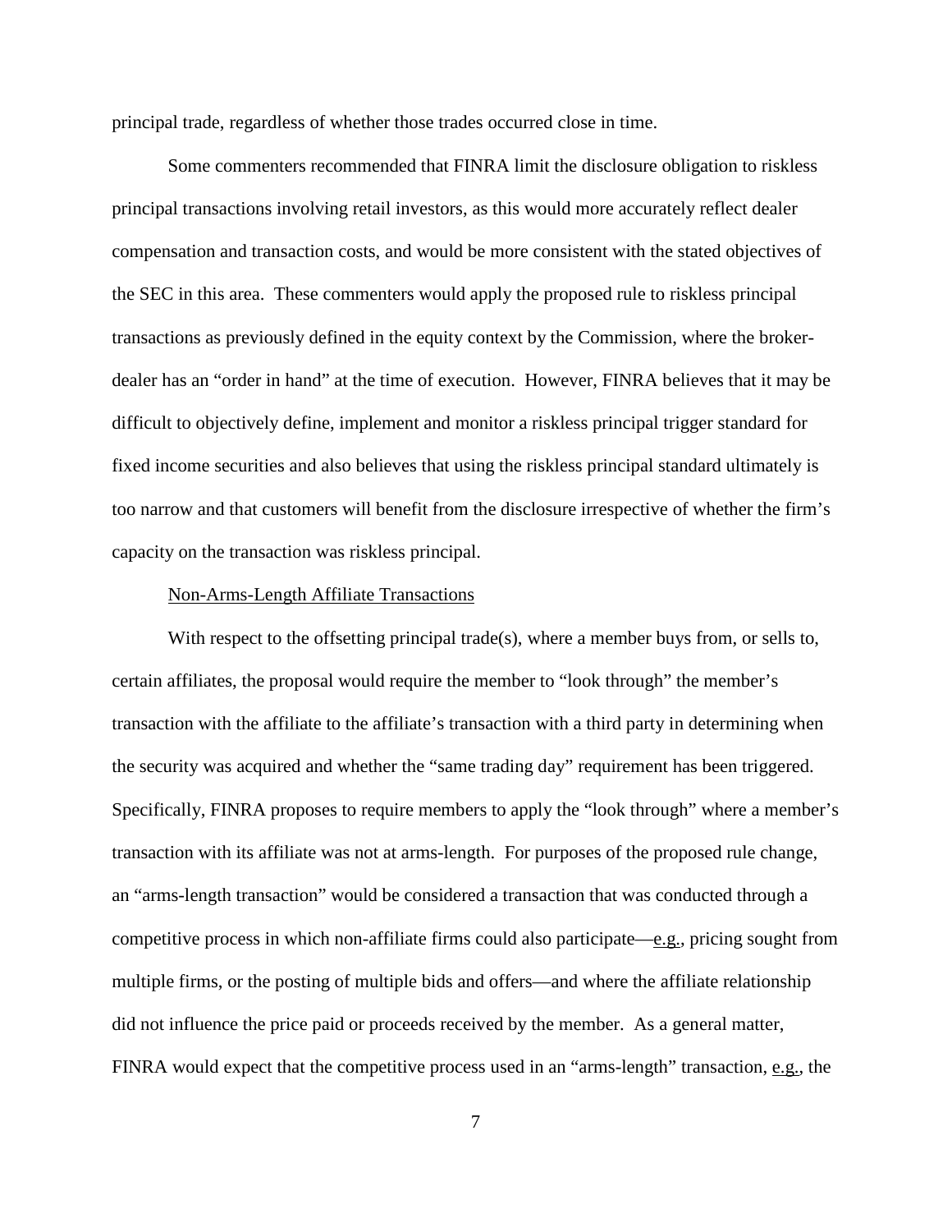principal trade, regardless of whether those trades occurred close in time.

Some commenters recommended that FINRA limit the disclosure obligation to riskless principal transactions involving retail investors, as this would more accurately reflect dealer compensation and transaction costs, and would be more consistent with the stated objectives of the SEC in this area. These commenters would apply the proposed rule to riskless principal transactions as previously defined in the equity context by the Commission, where the broker-dealer has an "order in hand" at the time of execution. However, FINRA believes that it may be difficult to objectively define, implement and monitor a riskless principal trigger standard for fixed income securities and also believes that using the riskless principal standard ultimately is too narrow and that customers will benefit from the disclosure irrespective of whether the firm's capacity on the transaction was riskless principal.

Non-Arms-Length Affiliate Transactions

With respect to the offsetting principal trade(s), where a member buys from, or sells to, certain affiliates, the proposal would require the member to "look through" the member's transaction with the affiliate to the affiliate's transaction with a third party in determining when the security was acquired and whether the "same trading day" requirement has been triggered. Specifically, FINRA proposes to require members to apply the "look through" where a member's transaction with its affiliate was not at arms-length. For purposes of the proposed rule change, an "arms-length transaction" would be considered a transaction that was conducted through a competitive process in which non-affiliate firms could also participate—e.g., pricing sought from multiple firms, or the posting of multiple bids and offers—and where the affiliate relationship did not influence the price paid or proceeds received by the member. As a general matter, FINRA would expect that the competitive process used in an "arms-length" transaction, e.g., the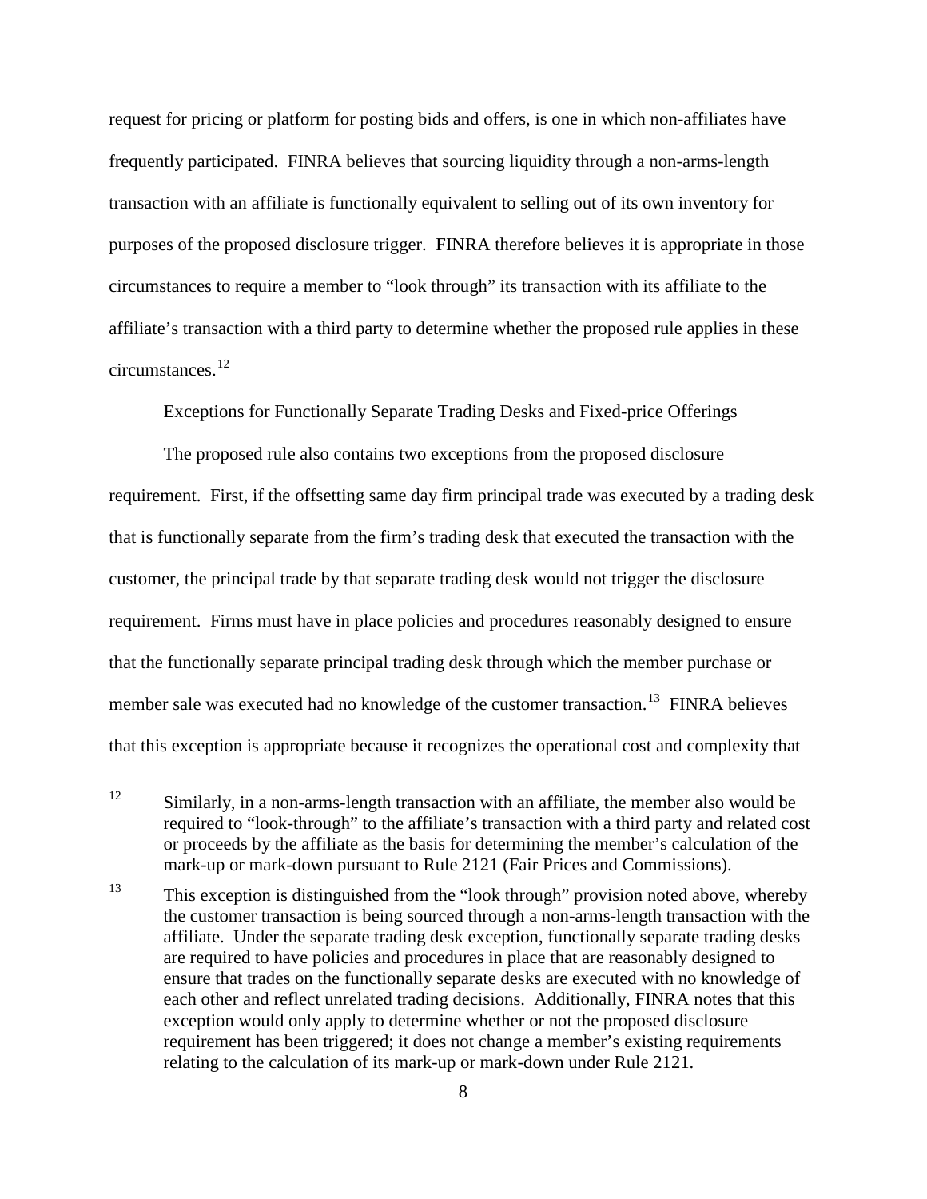request for pricing or platform for posting bids and offers, is one in which non-affiliates have frequently participated. FINRA believes that sourcing liquidity through a non-arms-length transaction with an affiliate is functionally equivalent to selling out of its own inventory for purposes of the proposed disclosure trigger. FINRA therefore believes it is appropriate in those circumstances to require a member to "look through" its transaction with its affiliate to the affiliate's transaction with a third party to determine whether the proposed rule applies in these circumstances.[12]

Exceptions for Functionally Separate Trading Desks and Fixed-price Offerings

The proposed rule also contains two exceptions from the proposed disclosure requirement. First, if the offsetting same day firm principal trade was executed by a trading desk that is functionally separate from the firm's trading desk that executed the transaction with the customer, the principal trade by that separate trading desk would not trigger the disclosure requirement. Firms must have in place policies and procedures reasonably designed to ensure that the functionally separate principal trading desk through which the member purchase or member sale was executed had no knowledge of the customer transaction.[13] FINRA believes that this exception is appropriate because it recognizes the operational cost and complexity that

---

[12] Similarly, in a non-arms-length transaction with an affiliate, the member also would be required to "look-through" to the affiliate's transaction with a third party and related cost or proceeds by the affiliate as the basis for determining the member's calculation of the mark-up or mark-down pursuant to Rule 2121 (Fair Prices and Commissions).

[13] This exception is distinguished from the "look through" provision noted above, whereby the customer transaction is being sourced through a non-arms-length transaction with the affiliate. Under the separate trading desk exception, functionally separate trading desks are required to have policies and procedures in place that are reasonably designed to ensure that trades on the functionally separate desks are executed with no knowledge of each other and reflect unrelated trading decisions. Additionally, FINRA notes that this exception would only apply to determine whether or not the proposed disclosure requirement has been triggered; it does not change a member's existing requirements relating to the calculation of its mark-up or mark-down under Rule 2121.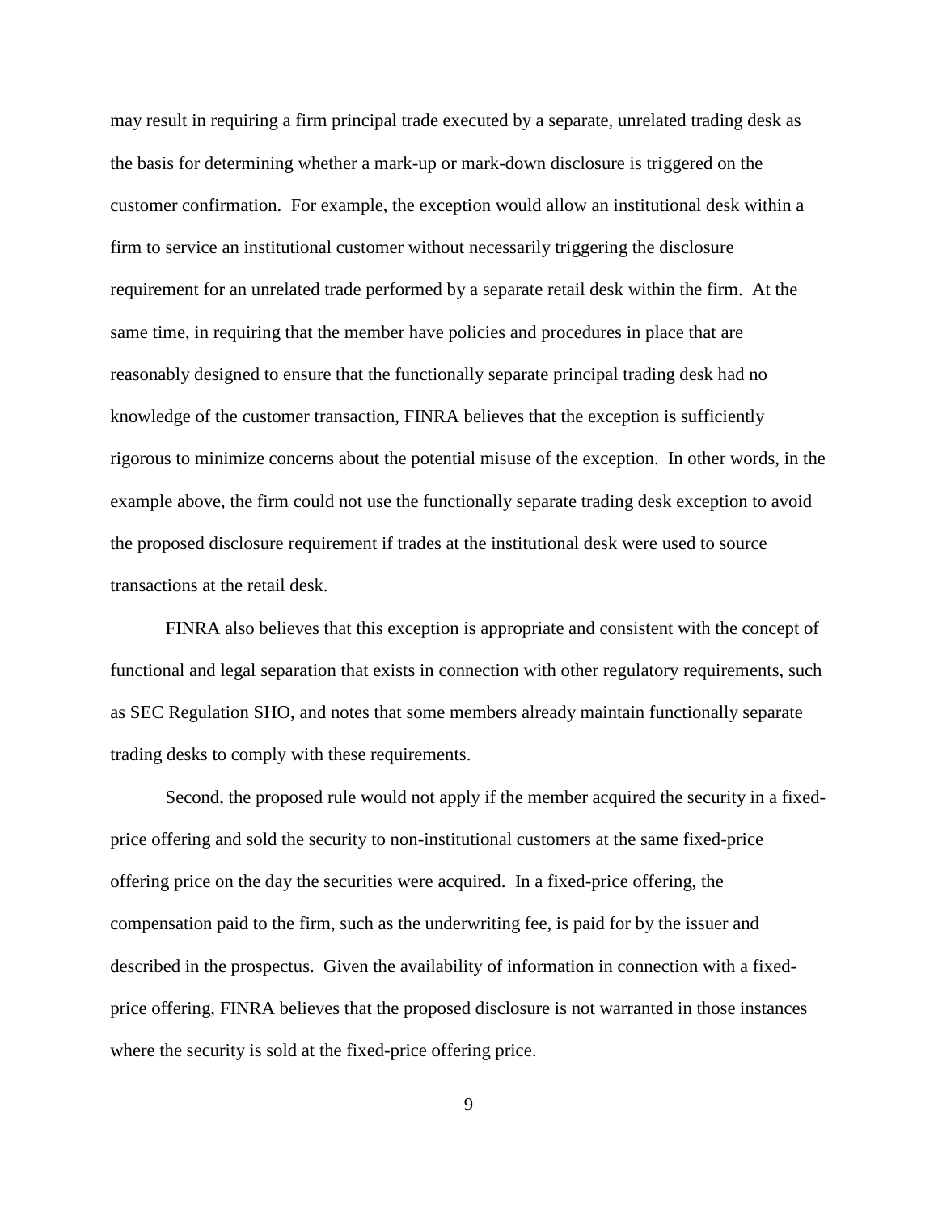may result in requiring a firm principal trade executed by a separate, unrelated trading desk as the basis for determining whether a mark-up or mark-down disclosure is triggered on the customer confirmation. For example, the exception would allow an institutional desk within a firm to service an institutional customer without necessarily triggering the disclosure requirement for an unrelated trade performed by a separate retail desk within the firm. At the same time, in requiring that the member have policies and procedures in place that are reasonably designed to ensure that the functionally separate principal trading desk had no knowledge of the customer transaction, FINRA believes that the exception is sufficiently rigorous to minimize concerns about the potential misuse of the exception. In other words, in the example above, the firm could not use the functionally separate trading desk exception to avoid the proposed disclosure requirement if trades at the institutional desk were used to source transactions at the retail desk.

FINRA also believes that this exception is appropriate and consistent with the concept of functional and legal separation that exists in connection with other regulatory requirements, such as SEC Regulation SHO, and notes that some members already maintain functionally separate trading desks to comply with these requirements.

Second, the proposed rule would not apply if the member acquired the security in a fixed-price offering and sold the security to non-institutional customers at the same fixed-price offering price on the day the securities were acquired. In a fixed-price offering, the compensation paid to the firm, such as the underwriting fee, is paid for by the issuer and described in the prospectus. Given the availability of information in connection with a fixed-price offering, FINRA believes that the proposed disclosure is not warranted in those instances where the security is sold at the fixed-price offering price.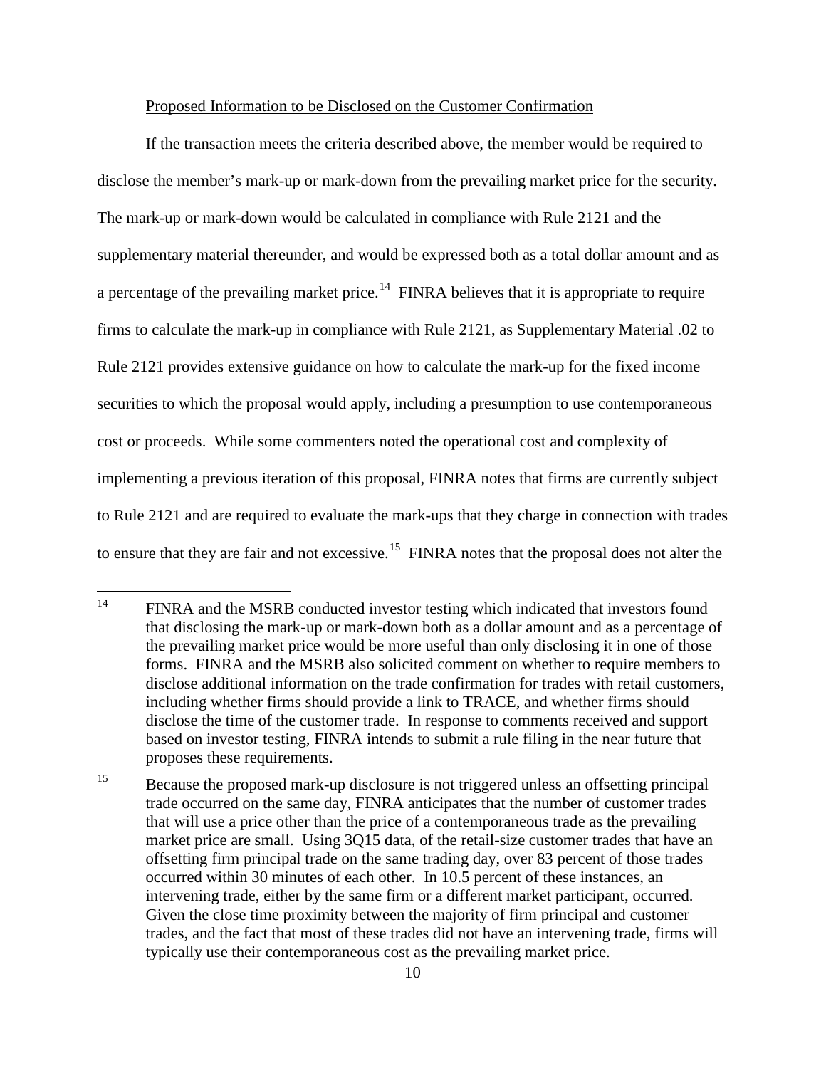Proposed Information to be Disclosed on the Customer Confirmation

If the transaction meets the criteria described above, the member would be required to disclose the member's mark-up or mark-down from the prevailing market price for the security. The mark-up or mark-down would be calculated in compliance with Rule 2121 and the supplementary material thereunder, and would be expressed both as a total dollar amount and as a percentage of the prevailing market price.[14] FINRA believes that it is appropriate to require firms to calculate the mark-up in compliance with Rule 2121, as Supplementary Material .02 to Rule 2121 provides extensive guidance on how to calculate the mark-up for the fixed income securities to which the proposal would apply, including a presumption to use contemporaneous cost or proceeds. While some commenters noted the operational cost and complexity of implementing a previous iteration of this proposal, FINRA notes that firms are currently subject to Rule 2121 and are required to evaluate the mark-ups that they charge in connection with trades to ensure that they are fair and not excessive.[15] FINRA notes that the proposal does not alter the

---

[14] FINRA and the MSRB conducted investor testing which indicated that investors found that disclosing the mark-up or mark-down both as a dollar amount and as a percentage of the prevailing market price would be more useful than only disclosing it in one of those forms. FINRA and the MSRB also solicited comment on whether to require members to disclose additional information on the trade confirmation for trades with retail customers, including whether firms should provide a link to TRACE, and whether firms should disclose the time of the customer trade. In response to comments received and support based on investor testing, FINRA intends to submit a rule filing in the near future that proposes these requirements.

[15] Because the proposed mark-up disclosure is not triggered unless an offsetting principal trade occurred on the same day, FINRA anticipates that the number of customer trades that will use a price other than the price of a contemporaneous trade as the prevailing market price are small. Using 3Q15 data, of the retail-size customer trades that have an offsetting firm principal trade on the same trading day, over 83 percent of those trades occurred within 30 minutes of each other. In 10.5 percent of these instances, an intervening trade, either by the same firm or a different market participant, occurred. Given the close time proximity between the majority of firm principal and customer trades, and the fact that most of these trades did not have an intervening trade, firms will typically use their contemporaneous cost as the prevailing market price.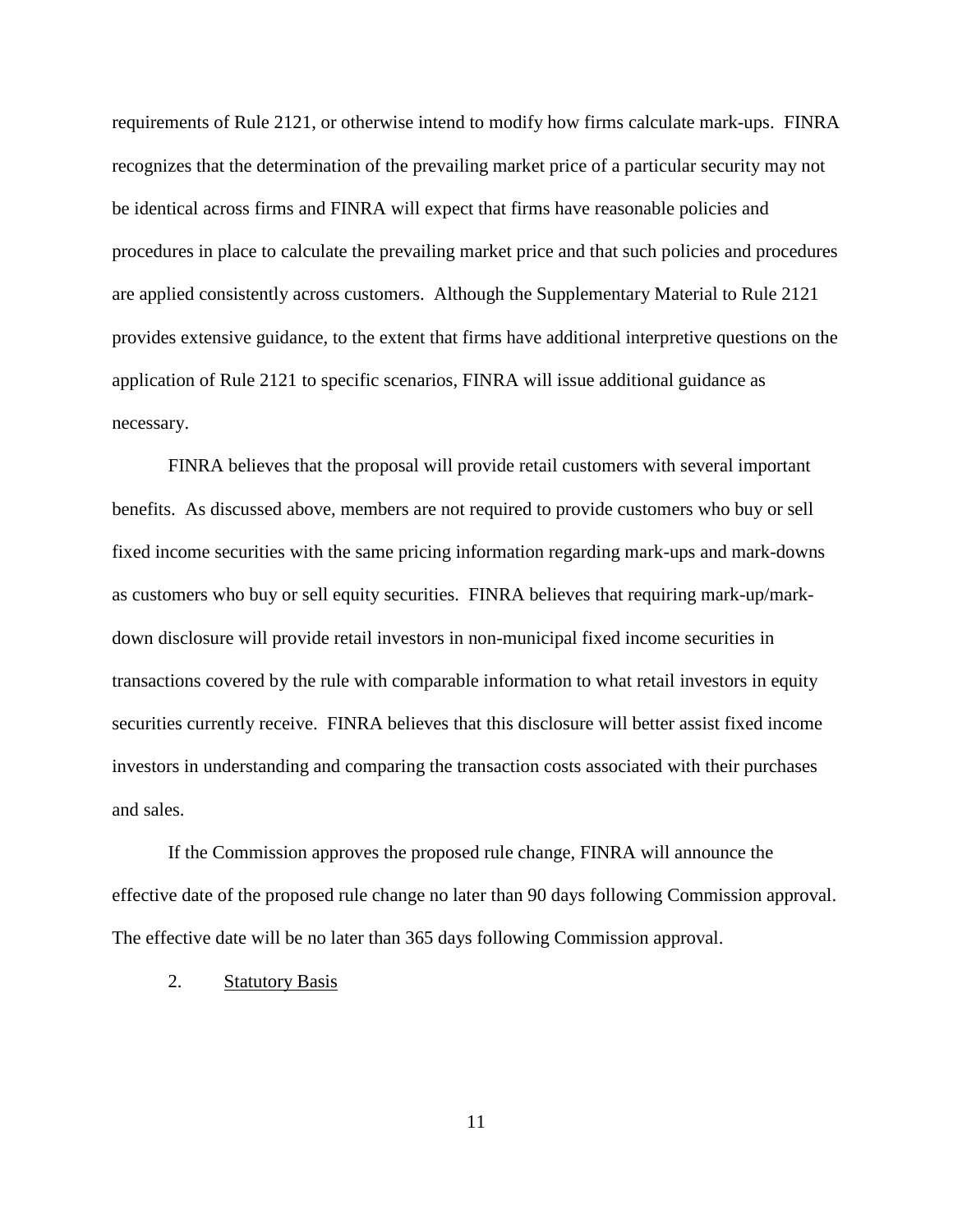requirements of Rule 2121, or otherwise intend to modify how firms calculate mark-ups. FINRA recognizes that the determination of the prevailing market price of a particular security may not be identical across firms and FINRA will expect that firms have reasonable policies and procedures in place to calculate the prevailing market price and that such policies and procedures are applied consistently across customers. Although the Supplementary Material to Rule 2121 provides extensive guidance, to the extent that firms have additional interpretive questions on the application of Rule 2121 to specific scenarios, FINRA will issue additional guidance as necessary.

FINRA believes that the proposal will provide retail customers with several important benefits. As discussed above, members are not required to provide customers who buy or sell fixed income securities with the same pricing information regarding mark-ups and mark-downs as customers who buy or sell equity securities. FINRA believes that requiring mark-up/mark-down disclosure will provide retail investors in non-municipal fixed income securities in transactions covered by the rule with comparable information to what retail investors in equity securities currently receive. FINRA believes that this disclosure will better assist fixed income investors in understanding and comparing the transaction costs associated with their purchases and sales.

If the Commission approves the proposed rule change, FINRA will announce the effective date of the proposed rule change no later than 90 days following Commission approval. The effective date will be no later than 365 days following Commission approval.

2. Statutory Basis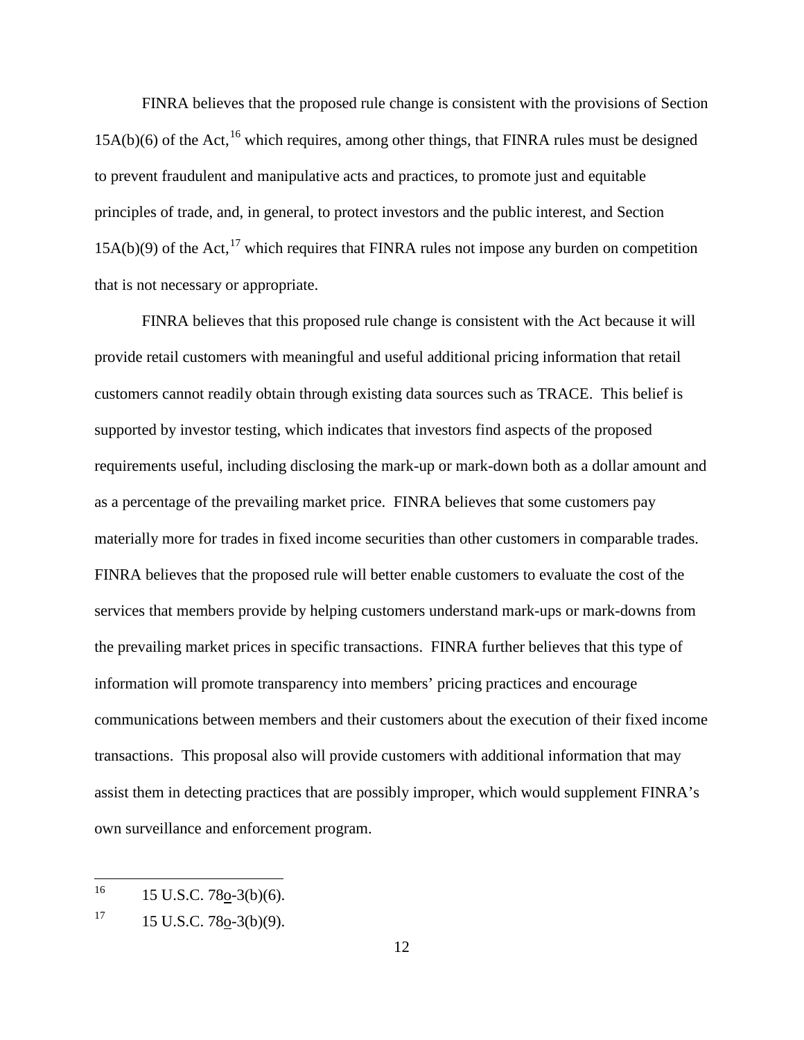FINRA believes that the proposed rule change is consistent with the provisions of Section 15A(b)(6) of the Act,[16] which requires, among other things, that FINRA rules must be designed to prevent fraudulent and manipulative acts and practices, to promote just and equitable principles of trade, and, in general, to protect investors and the public interest, and Section 15A(b)(9) of the Act,[17] which requires that FINRA rules not impose any burden on competition that is not necessary or appropriate.

FINRA believes that this proposed rule change is consistent with the Act because it will provide retail customers with meaningful and useful additional pricing information that retail customers cannot readily obtain through existing data sources such as TRACE. This belief is supported by investor testing, which indicates that investors find aspects of the proposed requirements useful, including disclosing the mark-up or mark-down both as a dollar amount and as a percentage of the prevailing market price. FINRA believes that some customers pay materially more for trades in fixed income securities than other customers in comparable trades. FINRA believes that the proposed rule will better enable customers to evaluate the cost of the services that members provide by helping customers understand mark-ups or mark-downs from the prevailing market prices in specific transactions. FINRA further believes that this type of information will promote transparency into members' pricing practices and encourage communications between members and their customers about the execution of their fixed income transactions. This proposal also will provide customers with additional information that may assist them in detecting practices that are possibly improper, which would supplement FINRA's own surveillance and enforcement program.

---

[16] 15 U.S.C. 78o-3(b)(6).

[17] 15 U.S.C. 78o-3(b)(9).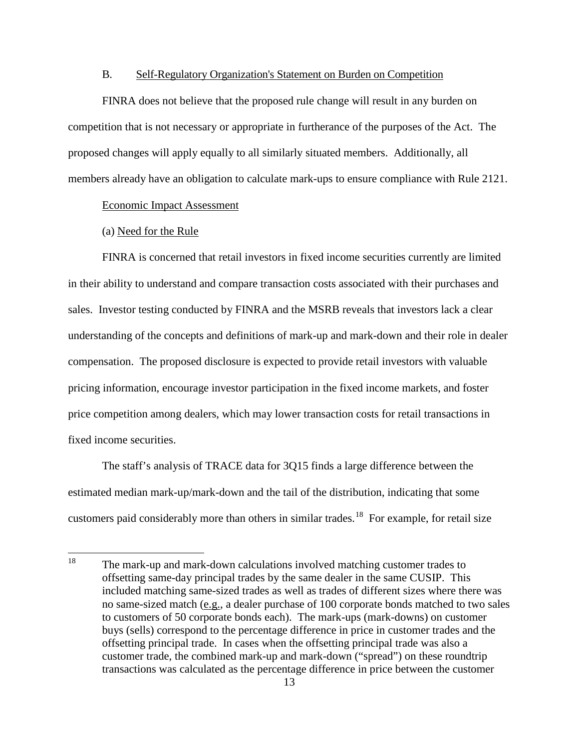B. Self-Regulatory Organization's Statement on Burden on Competition

FINRA does not believe that the proposed rule change will result in any burden on competition that is not necessary or appropriate in furtherance of the purposes of the Act. The proposed changes will apply equally to all similarly situated members. Additionally, all members already have an obligation to calculate mark-ups to ensure compliance with Rule 2121.

Economic Impact Assessment

(a) Need for the Rule

FINRA is concerned that retail investors in fixed income securities currently are limited in their ability to understand and compare transaction costs associated with their purchases and sales. Investor testing conducted by FINRA and the MSRB reveals that investors lack a clear understanding of the concepts and definitions of mark-up and mark-down and their role in dealer compensation. The proposed disclosure is expected to provide retail investors with valuable pricing information, encourage investor participation in the fixed income markets, and foster price competition among dealers, which may lower transaction costs for retail transactions in fixed income securities.

The staff's analysis of TRACE data for 3Q15 finds a large difference between the estimated median mark-up/mark-down and the tail of the distribution, indicating that some customers paid considerably more than others in similar trades.[18] For example, for retail size

[18] The mark-up and mark-down calculations involved matching customer trades to offsetting same-day principal trades by the same dealer in the same CUSIP. This included matching same-sized trades as well as trades of different sizes where there was no same-sized match (e.g., a dealer purchase of 100 corporate bonds matched to two sales to customers of 50 corporate bonds each). The mark-ups (mark-downs) on customer buys (sells) correspond to the percentage difference in price in customer trades and the offsetting principal trade. In cases when the offsetting principal trade was also a customer trade, the combined mark-up and mark-down ("spread") on these roundtrip transactions was calculated as the percentage difference in price between the customer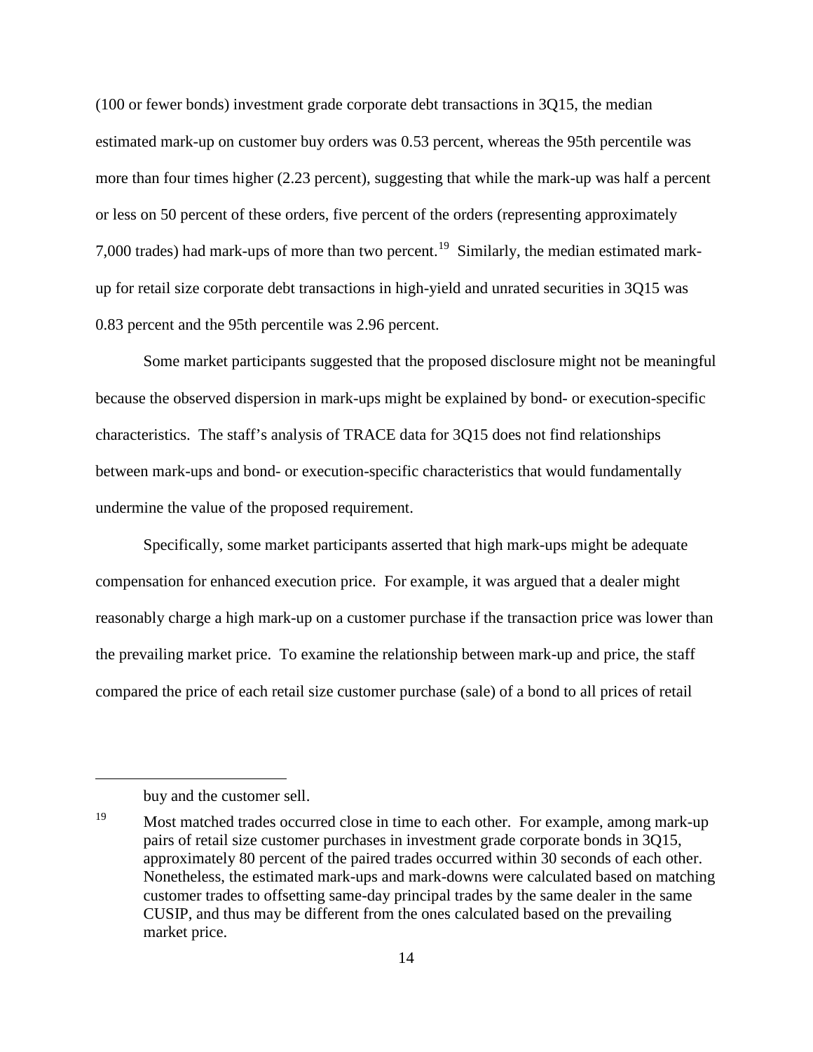(100 or fewer bonds) investment grade corporate debt transactions in 3Q15, the median estimated mark-up on customer buy orders was 0.53 percent, whereas the 95th percentile was more than four times higher (2.23 percent), suggesting that while the mark-up was half a percent or less on 50 percent of these orders, five percent of the orders (representing approximately 7,000 trades) had mark-ups of more than two percent.[19] Similarly, the median estimated mark-up for retail size corporate debt transactions in high-yield and unrated securities in 3Q15 was 0.83 percent and the 95th percentile was 2.96 percent.

Some market participants suggested that the proposed disclosure might not be meaningful because the observed dispersion in mark-ups might be explained by bond- or execution-specific characteristics. The staff's analysis of TRACE data for 3Q15 does not find relationships between mark-ups and bond- or execution-specific characteristics that would fundamentally undermine the value of the proposed requirement.

Specifically, some market participants asserted that high mark-ups might be adequate compensation for enhanced execution price. For example, it was argued that a dealer might reasonably charge a high mark-up on a customer purchase if the transaction price was lower than the prevailing market price. To examine the relationship between mark-up and price, the staff compared the price of each retail size customer purchase (sale) of a bond to all prices of retail

---

buy and the customer sell.

[19] Most matched trades occurred close in time to each other. For example, among mark-up pairs of retail size customer purchases in investment grade corporate bonds in 3Q15, approximately 80 percent of the paired trades occurred within 30 seconds of each other. Nonetheless, the estimated mark-ups and mark-downs were calculated based on matching customer trades to offsetting same-day principal trades by the same dealer in the same CUSIP, and thus may be different from the ones calculated based on the prevailing market price.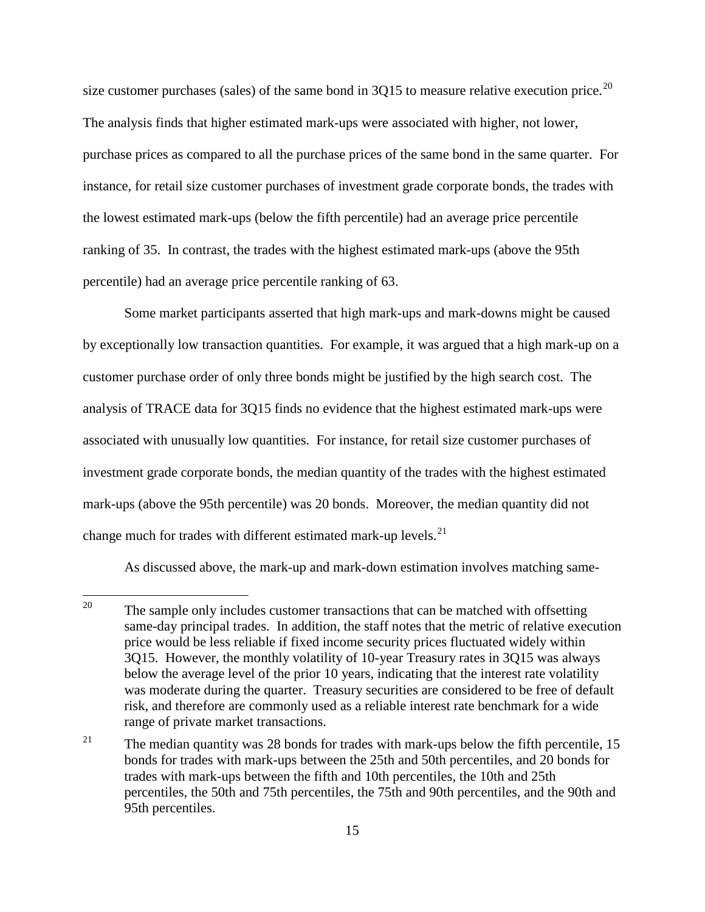size customer purchases (sales) of the same bond in 3Q15 to measure relative execution price.[20] The analysis finds that higher estimated mark-ups were associated with higher, not lower, purchase prices as compared to all the purchase prices of the same bond in the same quarter. For instance, for retail size customer purchases of investment grade corporate bonds, the trades with the lowest estimated mark-ups (below the fifth percentile) had an average price percentile ranking of 35. In contrast, the trades with the highest estimated mark-ups (above the 95th percentile) had an average price percentile ranking of 63.

Some market participants asserted that high mark-ups and mark-downs might be caused by exceptionally low transaction quantities. For example, it was argued that a high mark-up on a customer purchase order of only three bonds might be justified by the high search cost. The analysis of TRACE data for 3Q15 finds no evidence that the highest estimated mark-ups were associated with unusually low quantities. For instance, for retail size customer purchases of investment grade corporate bonds, the median quantity of the trades with the highest estimated mark-ups (above the 95th percentile) was 20 bonds. Moreover, the median quantity did not change much for trades with different estimated mark-up levels.[21]

As discussed above, the mark-up and mark-down estimation involves matching same-

---

[20] The sample only includes customer transactions that can be matched with offsetting same-day principal trades. In addition, the staff notes that the metric of relative execution price would be less reliable if fixed income security prices fluctuated widely within 3Q15. However, the monthly volatility of 10-year Treasury rates in 3Q15 was always below the average level of the prior 10 years, indicating that the interest rate volatility was moderate during the quarter. Treasury securities are considered to be free of default risk, and therefore are commonly used as a reliable interest rate benchmark for a wide range of private market transactions.

[21] The median quantity was 28 bonds for trades with mark-ups below the fifth percentile, 15 bonds for trades with mark-ups between the 25th and 50th percentiles, and 20 bonds for trades with mark-ups between the fifth and 10th percentiles, the 10th and 25th percentiles, the 50th and 75th percentiles, the 75th and 90th percentiles, and the 90th and 95th percentiles.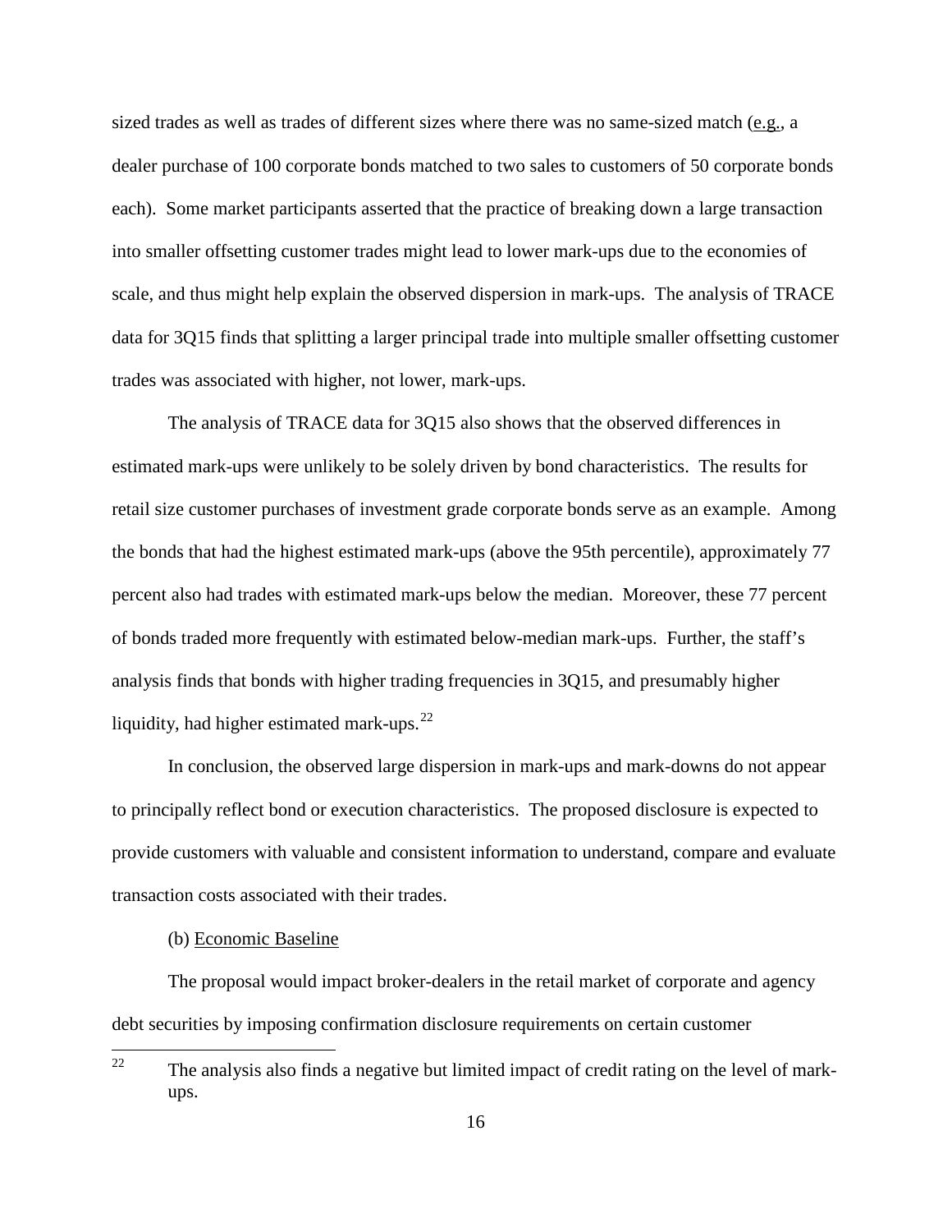sized trades as well as trades of different sizes where there was no same-sized match (e.g., a dealer purchase of 100 corporate bonds matched to two sales to customers of 50 corporate bonds each). Some market participants asserted that the practice of breaking down a large transaction into smaller offsetting customer trades might lead to lower mark-ups due to the economies of scale, and thus might help explain the observed dispersion in mark-ups. The analysis of TRACE data for 3Q15 finds that splitting a larger principal trade into multiple smaller offsetting customer trades was associated with higher, not lower, mark-ups.

The analysis of TRACE data for 3Q15 also shows that the observed differences in estimated mark-ups were unlikely to be solely driven by bond characteristics. The results for retail size customer purchases of investment grade corporate bonds serve as an example. Among the bonds that had the highest estimated mark-ups (above the 95th percentile), approximately 77 percent also had trades with estimated mark-ups below the median. Moreover, these 77 percent of bonds traded more frequently with estimated below-median mark-ups. Further, the staff's analysis finds that bonds with higher trading frequencies in 3Q15, and presumably higher liquidity, had higher estimated mark-ups.[22]

In conclusion, the observed large dispersion in mark-ups and mark-downs do not appear to principally reflect bond or execution characteristics. The proposed disclosure is expected to provide customers with valuable and consistent information to understand, compare and evaluate transaction costs associated with their trades.

(b) Economic Baseline

The proposal would impact broker-dealers in the retail market of corporate and agency debt securities by imposing confirmation disclosure requirements on certain customer

---

[22] The analysis also finds a negative but limited impact of credit rating on the level of mark-ups.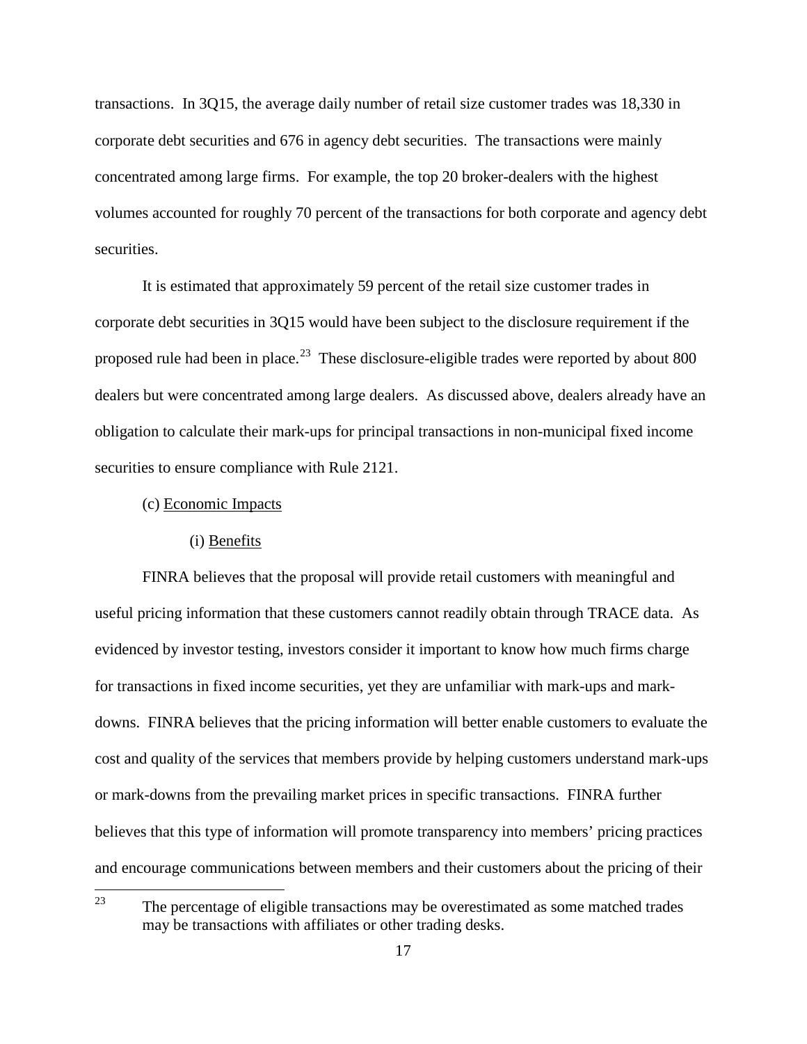transactions. In 3Q15, the average daily number of retail size customer trades was 18,330 in corporate debt securities and 676 in agency debt securities. The transactions were mainly concentrated among large firms. For example, the top 20 broker-dealers with the highest volumes accounted for roughly 70 percent of the transactions for both corporate and agency debt securities.

It is estimated that approximately 59 percent of the retail size customer trades in corporate debt securities in 3Q15 would have been subject to the disclosure requirement if the proposed rule had been in place.[23] These disclosure-eligible trades were reported by about 800 dealers but were concentrated among large dealers. As discussed above, dealers already have an obligation to calculate their mark-ups for principal transactions in non-municipal fixed income securities to ensure compliance with Rule 2121.

(c) Economic Impacts

(i) Benefits

FINRA believes that the proposal will provide retail customers with meaningful and useful pricing information that these customers cannot readily obtain through TRACE data. As evidenced by investor testing, investors consider it important to know how much firms charge for transactions in fixed income securities, yet they are unfamiliar with mark-ups and mark-downs. FINRA believes that the pricing information will better enable customers to evaluate the cost and quality of the services that members provide by helping customers understand mark-ups or mark-downs from the prevailing market prices in specific transactions. FINRA further believes that this type of information will promote transparency into members' pricing practices and encourage communications between members and their customers about the pricing of their

---

[23] The percentage of eligible transactions may be overestimated as some matched trades may be transactions with affiliates or other trading desks.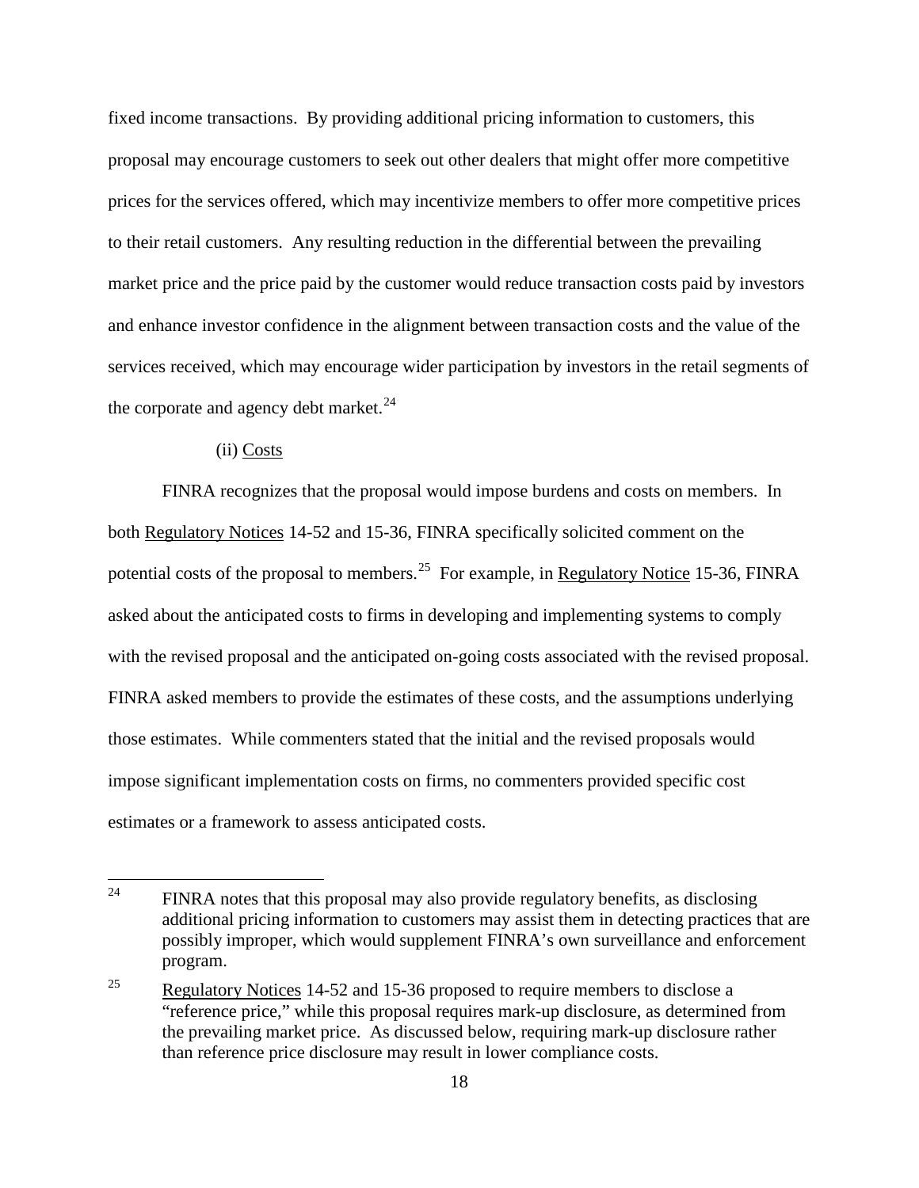fixed income transactions. By providing additional pricing information to customers, this proposal may encourage customers to seek out other dealers that might offer more competitive prices for the services offered, which may incentivize members to offer more competitive prices to their retail customers. Any resulting reduction in the differential between the prevailing market price and the price paid by the customer would reduce transaction costs paid by investors and enhance investor confidence in the alignment between transaction costs and the value of the services received, which may encourage wider participation by investors in the retail segments of the corporate and agency debt market.[24]

(ii) Costs

FINRA recognizes that the proposal would impose burdens and costs on members. In both Regulatory Notices 14-52 and 15-36, FINRA specifically solicited comment on the potential costs of the proposal to members.[25] For example, in Regulatory Notice 15-36, FINRA asked about the anticipated costs to firms in developing and implementing systems to comply with the revised proposal and the anticipated on-going costs associated with the revised proposal. FINRA asked members to provide the estimates of these costs, and the assumptions underlying those estimates. While commenters stated that the initial and the revised proposals would impose significant implementation costs on firms, no commenters provided specific cost estimates or a framework to assess anticipated costs.

---

[24] FINRA notes that this proposal may also provide regulatory benefits, as disclosing additional pricing information to customers may assist them in detecting practices that are possibly improper, which would supplement FINRA's own surveillance and enforcement program.

[25] Regulatory Notices 14-52 and 15-36 proposed to require members to disclose a "reference price," while this proposal requires mark-up disclosure, as determined from the prevailing market price. As discussed below, requiring mark-up disclosure rather than reference price disclosure may result in lower compliance costs.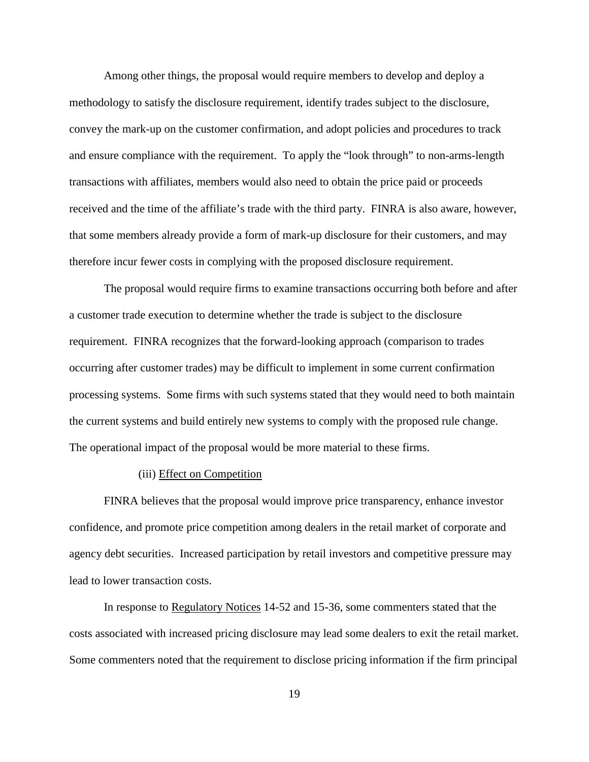Among other things, the proposal would require members to develop and deploy a methodology to satisfy the disclosure requirement, identify trades subject to the disclosure, convey the mark-up on the customer confirmation, and adopt policies and procedures to track and ensure compliance with the requirement. To apply the "look through" to non-arms-length transactions with affiliates, members would also need to obtain the price paid or proceeds received and the time of the affiliate's trade with the third party. FINRA is also aware, however, that some members already provide a form of mark-up disclosure for their customers, and may therefore incur fewer costs in complying with the proposed disclosure requirement.

The proposal would require firms to examine transactions occurring both before and after a customer trade execution to determine whether the trade is subject to the disclosure requirement. FINRA recognizes that the forward-looking approach (comparison to trades occurring after customer trades) may be difficult to implement in some current confirmation processing systems. Some firms with such systems stated that they would need to both maintain the current systems and build entirely new systems to comply with the proposed rule change. The operational impact of the proposal would be more material to these firms.

(iii) Effect on Competition

FINRA believes that the proposal would improve price transparency, enhance investor confidence, and promote price competition among dealers in the retail market of corporate and agency debt securities. Increased participation by retail investors and competitive pressure may lead to lower transaction costs.

In response to Regulatory Notices 14-52 and 15-36, some commenters stated that the costs associated with increased pricing disclosure may lead some dealers to exit the retail market. Some commenters noted that the requirement to disclose pricing information if the firm principal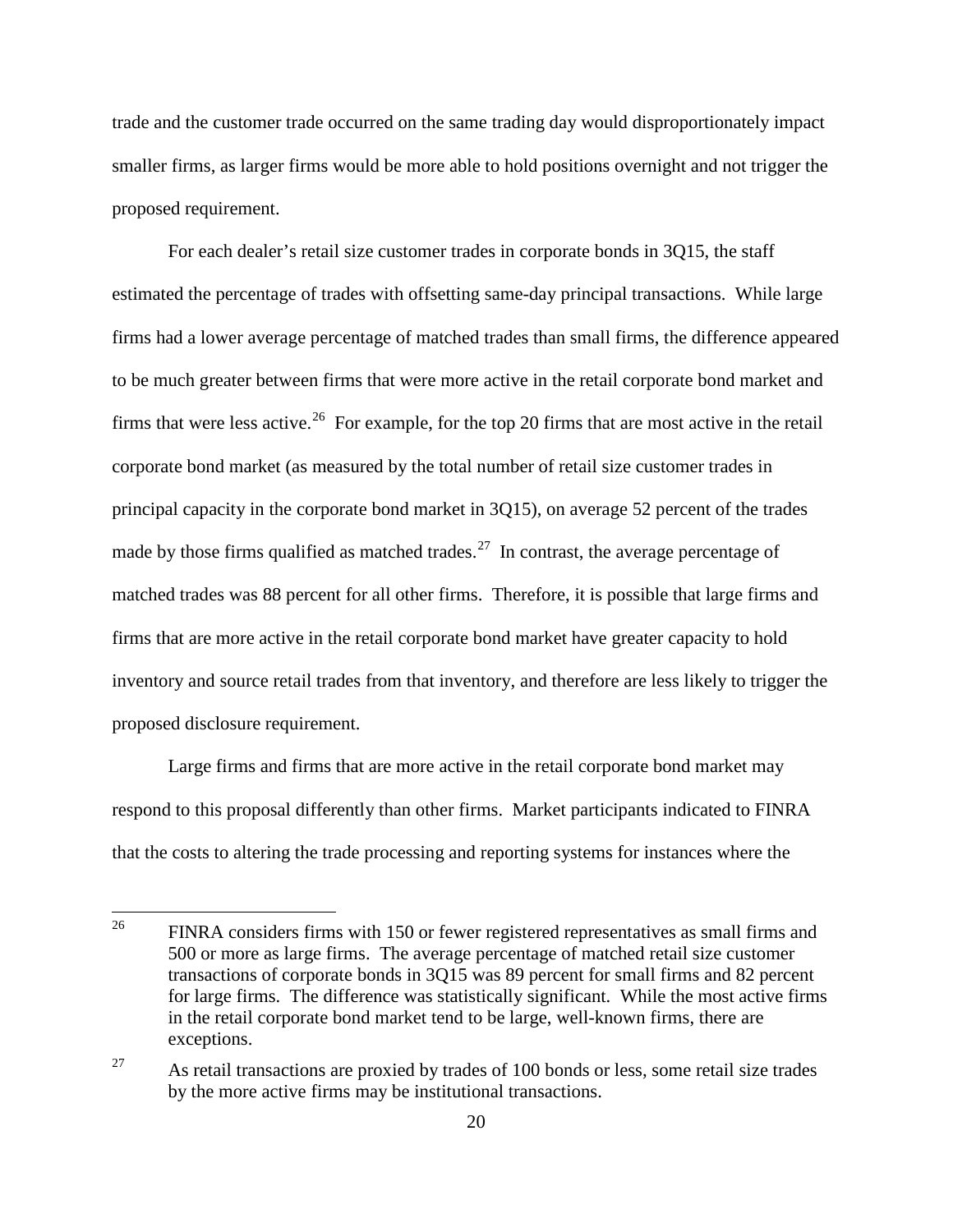trade and the customer trade occurred on the same trading day would disproportionately impact smaller firms, as larger firms would be more able to hold positions overnight and not trigger the proposed requirement.

For each dealer's retail size customer trades in corporate bonds in 3Q15, the staff estimated the percentage of trades with offsetting same-day principal transactions. While large firms had a lower average percentage of matched trades than small firms, the difference appeared to be much greater between firms that were more active in the retail corporate bond market and firms that were less active.[26] For example, for the top 20 firms that are most active in the retail corporate bond market (as measured by the total number of retail size customer trades in principal capacity in the corporate bond market in 3Q15), on average 52 percent of the trades made by those firms qualified as matched trades.[27] In contrast, the average percentage of matched trades was 88 percent for all other firms. Therefore, it is possible that large firms and firms that are more active in the retail corporate bond market have greater capacity to hold inventory and source retail trades from that inventory, and therefore are less likely to trigger the proposed disclosure requirement.

Large firms and firms that are more active in the retail corporate bond market may respond to this proposal differently than other firms. Market participants indicated to FINRA that the costs to altering the trade processing and reporting systems for instances where the

---

[26] FINRA considers firms with 150 or fewer registered representatives as small firms and 500 or more as large firms. The average percentage of matched retail size customer transactions of corporate bonds in 3Q15 was 89 percent for small firms and 82 percent for large firms. The difference was statistically significant. While the most active firms in the retail corporate bond market tend to be large, well-known firms, there are exceptions.

[27] As retail transactions are proxied by trades of 100 bonds or less, some retail size trades by the more active firms may be institutional transactions.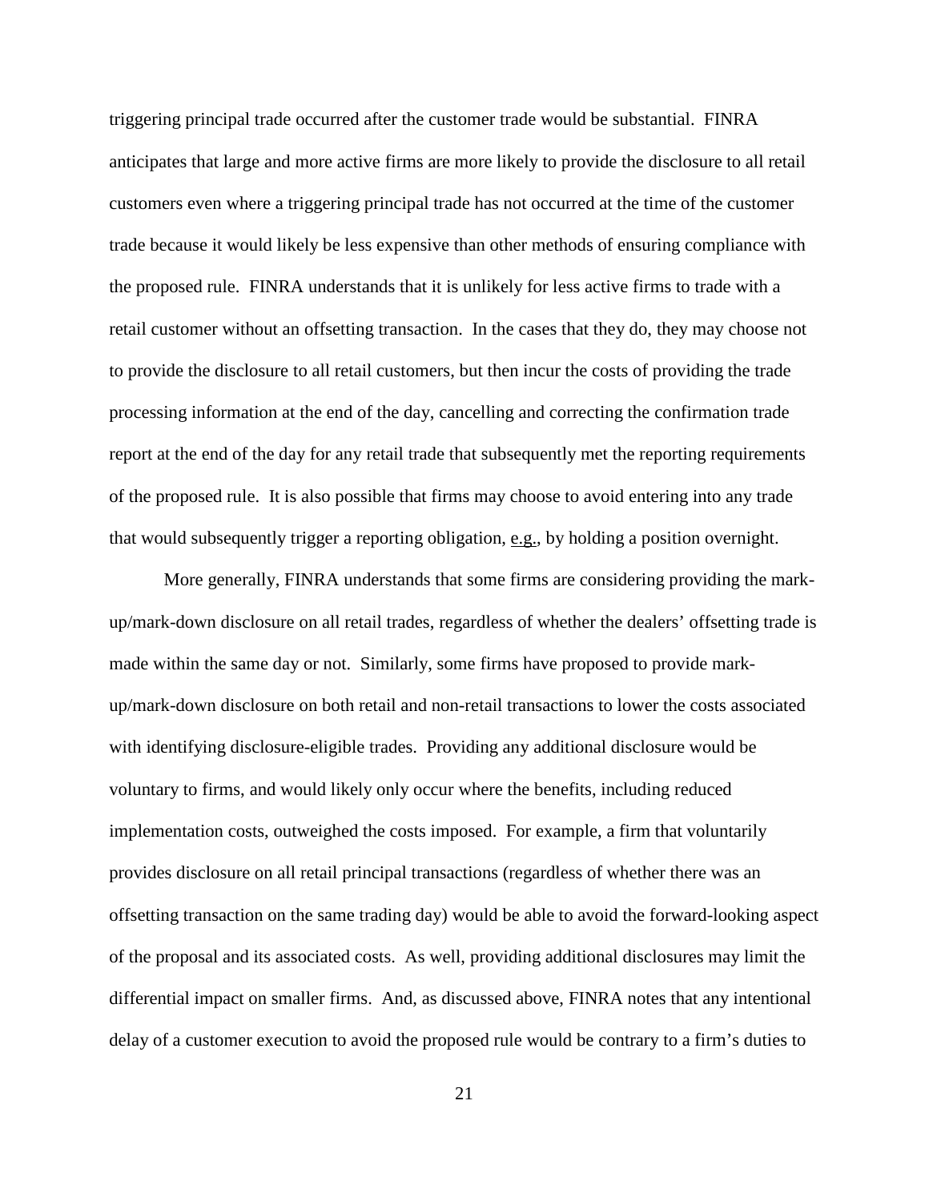triggering principal trade occurred after the customer trade would be substantial. FINRA anticipates that large and more active firms are more likely to provide the disclosure to all retail customers even where a triggering principal trade has not occurred at the time of the customer trade because it would likely be less expensive than other methods of ensuring compliance with the proposed rule. FINRA understands that it is unlikely for less active firms to trade with a retail customer without an offsetting transaction. In the cases that they do, they may choose not to provide the disclosure to all retail customers, but then incur the costs of providing the trade processing information at the end of the day, cancelling and correcting the confirmation trade report at the end of the day for any retail trade that subsequently met the reporting requirements of the proposed rule. It is also possible that firms may choose to avoid entering into any trade that would subsequently trigger a reporting obligation, e.g., by holding a position overnight.

More generally, FINRA understands that some firms are considering providing the mark-up/mark-down disclosure on all retail trades, regardless of whether the dealers' offsetting trade is made within the same day or not. Similarly, some firms have proposed to provide mark-up/mark-down disclosure on both retail and non-retail transactions to lower the costs associated with identifying disclosure-eligible trades. Providing any additional disclosure would be voluntary to firms, and would likely only occur where the benefits, including reduced implementation costs, outweighed the costs imposed. For example, a firm that voluntarily provides disclosure on all retail principal transactions (regardless of whether there was an offsetting transaction on the same trading day) would be able to avoid the forward-looking aspect of the proposal and its associated costs. As well, providing additional disclosures may limit the differential impact on smaller firms. And, as discussed above, FINRA notes that any intentional delay of a customer execution to avoid the proposed rule would be contrary to a firm's duties to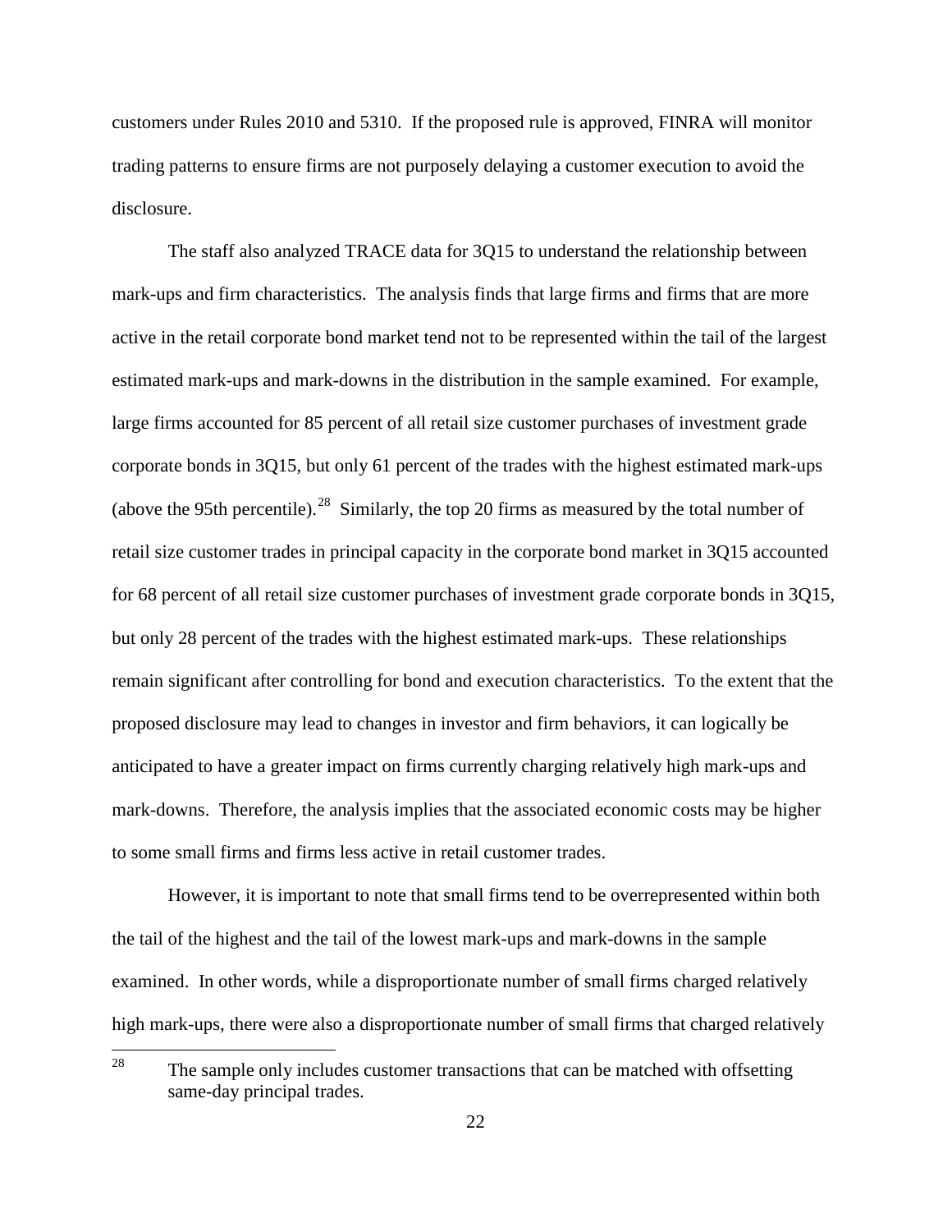customers under Rules 2010 and 5310. If the proposed rule is approved, FINRA will monitor trading patterns to ensure firms are not purposely delaying a customer execution to avoid the disclosure.

The staff also analyzed TRACE data for 3Q15 to understand the relationship between mark-ups and firm characteristics. The analysis finds that large firms and firms that are more active in the retail corporate bond market tend not to be represented within the tail of the largest estimated mark-ups and mark-downs in the distribution in the sample examined. For example, large firms accounted for 85 percent of all retail size customer purchases of investment grade corporate bonds in 3Q15, but only 61 percent of the trades with the highest estimated mark-ups (above the 95th percentile).[28] Similarly, the top 20 firms as measured by the total number of retail size customer trades in principal capacity in the corporate bond market in 3Q15 accounted for 68 percent of all retail size customer purchases of investment grade corporate bonds in 3Q15, but only 28 percent of the trades with the highest estimated mark-ups. These relationships remain significant after controlling for bond and execution characteristics. To the extent that the proposed disclosure may lead to changes in investor and firm behaviors, it can logically be anticipated to have a greater impact on firms currently charging relatively high mark-ups and mark-downs. Therefore, the analysis implies that the associated economic costs may be higher to some small firms and firms less active in retail customer trades.

However, it is important to note that small firms tend to be overrepresented within both the tail of the highest and the tail of the lowest mark-ups and mark-downs in the sample examined. In other words, while a disproportionate number of small firms charged relatively high mark-ups, there were also a disproportionate number of small firms that charged relatively

---

[28] The sample only includes customer transactions that can be matched with offsetting same-day principal trades.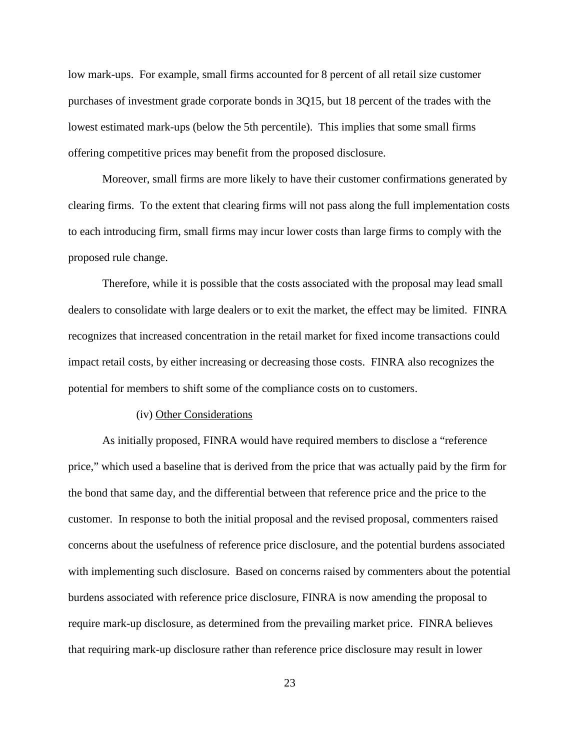low mark-ups. For example, small firms accounted for 8 percent of all retail size customer purchases of investment grade corporate bonds in 3Q15, but 18 percent of the trades with the lowest estimated mark-ups (below the 5th percentile). This implies that some small firms offering competitive prices may benefit from the proposed disclosure.

Moreover, small firms are more likely to have their customer confirmations generated by clearing firms. To the extent that clearing firms will not pass along the full implementation costs to each introducing firm, small firms may incur lower costs than large firms to comply with the proposed rule change.

Therefore, while it is possible that the costs associated with the proposal may lead small dealers to consolidate with large dealers or to exit the market, the effect may be limited. FINRA recognizes that increased concentration in the retail market for fixed income transactions could impact retail costs, by either increasing or decreasing those costs. FINRA also recognizes the potential for members to shift some of the compliance costs on to customers.

(iv) Other Considerations

As initially proposed, FINRA would have required members to disclose a "reference price," which used a baseline that is derived from the price that was actually paid by the firm for the bond that same day, and the differential between that reference price and the price to the customer. In response to both the initial proposal and the revised proposal, commenters raised concerns about the usefulness of reference price disclosure, and the potential burdens associated with implementing such disclosure. Based on concerns raised by commenters about the potential burdens associated with reference price disclosure, FINRA is now amending the proposal to require mark-up disclosure, as determined from the prevailing market price. FINRA believes that requiring mark-up disclosure rather than reference price disclosure may result in lower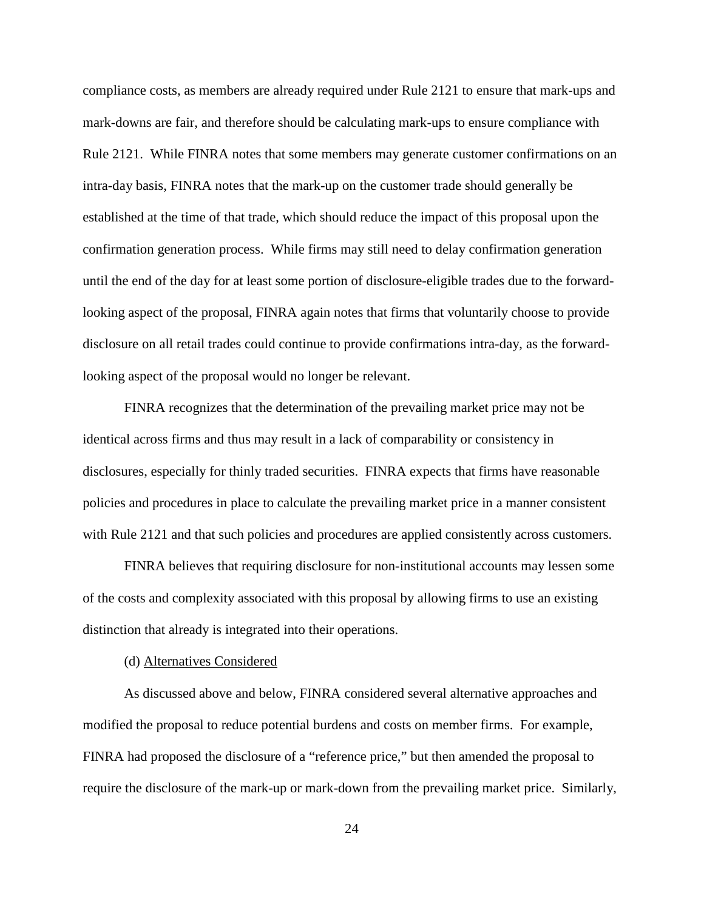compliance costs, as members are already required under Rule 2121 to ensure that mark-ups and mark-downs are fair, and therefore should be calculating mark-ups to ensure compliance with Rule 2121. While FINRA notes that some members may generate customer confirmations on an intra-day basis, FINRA notes that the mark-up on the customer trade should generally be established at the time of that trade, which should reduce the impact of this proposal upon the confirmation generation process. While firms may still need to delay confirmation generation until the end of the day for at least some portion of disclosure-eligible trades due to the forward-looking aspect of the proposal, FINRA again notes that firms that voluntarily choose to provide disclosure on all retail trades could continue to provide confirmations intra-day, as the forward-looking aspect of the proposal would no longer be relevant.

FINRA recognizes that the determination of the prevailing market price may not be identical across firms and thus may result in a lack of comparability or consistency in disclosures, especially for thinly traded securities. FINRA expects that firms have reasonable policies and procedures in place to calculate the prevailing market price in a manner consistent with Rule 2121 and that such policies and procedures are applied consistently across customers.

FINRA believes that requiring disclosure for non-institutional accounts may lessen some of the costs and complexity associated with this proposal by allowing firms to use an existing distinction that already is integrated into their operations.

(d) Alternatives Considered

As discussed above and below, FINRA considered several alternative approaches and modified the proposal to reduce potential burdens and costs on member firms. For example, FINRA had proposed the disclosure of a "reference price," but then amended the proposal to require the disclosure of the mark-up or mark-down from the prevailing market price. Similarly,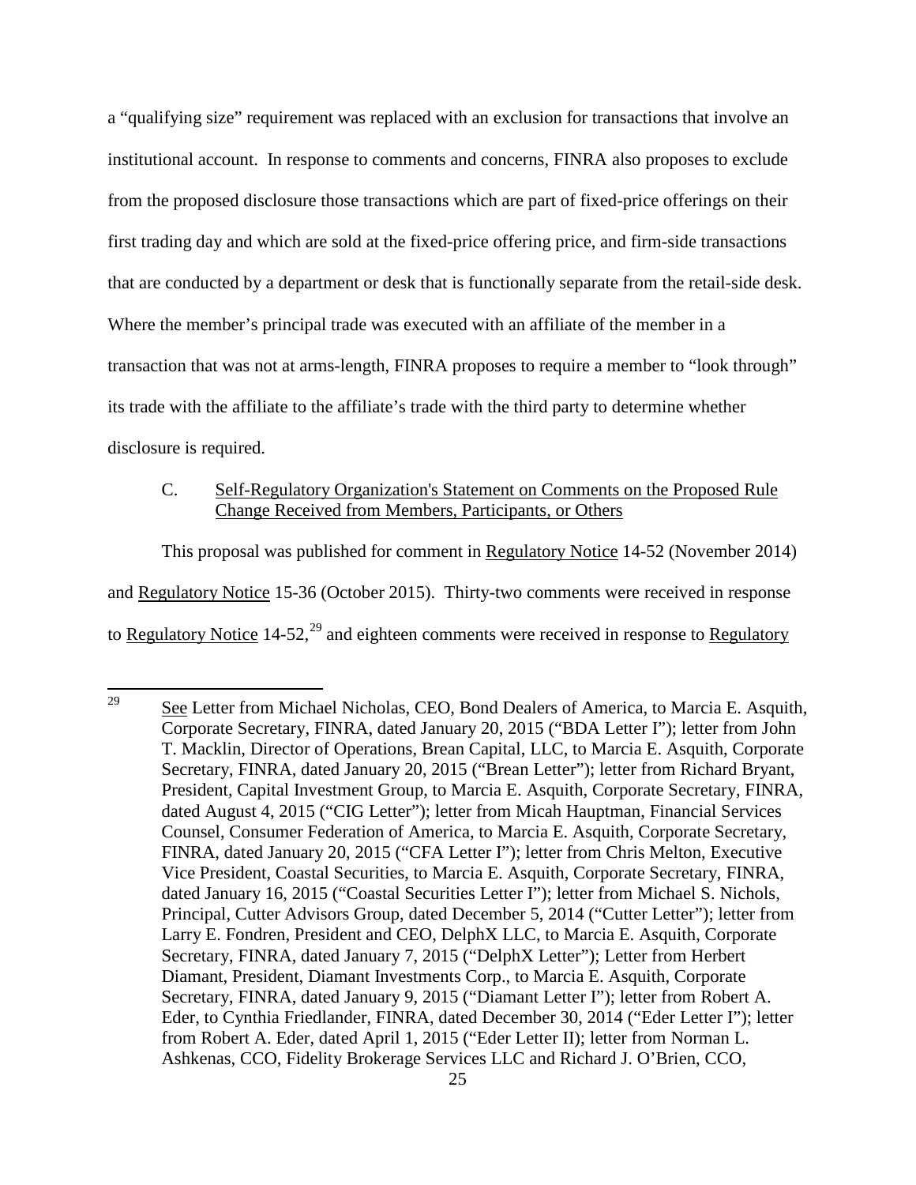a "qualifying size" requirement was replaced with an exclusion for transactions that involve an institutional account. In response to comments and concerns, FINRA also proposes to exclude from the proposed disclosure those transactions which are part of fixed-price offerings on their first trading day and which are sold at the fixed-price offering price, and firm-side transactions that are conducted by a department or desk that is functionally separate from the retail-side desk. Where the member's principal trade was executed with an affiliate of the member in a transaction that was not at arms-length, FINRA proposes to require a member to "look through" its trade with the affiliate to the affiliate's trade with the third party to determine whether disclosure is required.

C. Self-Regulatory Organization's Statement on Comments on the Proposed Rule Change Received from Members, Participants, or Others

This proposal was published for comment in Regulatory Notice 14-52 (November 2014) and Regulatory Notice 15-36 (October 2015). Thirty-two comments were received in response to Regulatory Notice 14-52,[29] and eighteen comments were received in response to Regulatory

---

[29] See Letter from Michael Nicholas, CEO, Bond Dealers of America, to Marcia E. Asquith, Corporate Secretary, FINRA, dated January 20, 2015 ("BDA Letter I"); letter from John T. Macklin, Director of Operations, Brean Capital, LLC, to Marcia E. Asquith, Corporate Secretary, FINRA, dated January 20, 2015 ("Brean Letter"); letter from Richard Bryant, President, Capital Investment Group, to Marcia E. Asquith, Corporate Secretary, FINRA, dated August 4, 2015 ("CIG Letter"); letter from Micah Hauptman, Financial Services Counsel, Consumer Federation of America, to Marcia E. Asquith, Corporate Secretary, FINRA, dated January 20, 2015 ("CFA Letter I"); letter from Chris Melton, Executive Vice President, Coastal Securities, to Marcia E. Asquith, Corporate Secretary, FINRA, dated January 16, 2015 ("Coastal Securities Letter I"); letter from Michael S. Nichols, Principal, Cutter Advisors Group, dated December 5, 2014 ("Cutter Letter"); letter from Larry E. Fondren, President and CEO, DelphX LLC, to Marcia E. Asquith, Corporate Secretary, FINRA, dated January 7, 2015 ("DelphX Letter"); Letter from Herbert Diamant, President, Diamant Investments Corp., to Marcia E. Asquith, Corporate Secretary, FINRA, dated January 9, 2015 ("Diamant Letter I"); letter from Robert A. Eder, to Cynthia Friedlander, FINRA, dated December 30, 2014 ("Eder Letter I"); letter from Robert A. Eder, dated April 1, 2015 ("Eder Letter II); letter from Norman L. Ashkenas, CCO, Fidelity Brokerage Services LLC and Richard J. O'Brien, CCO,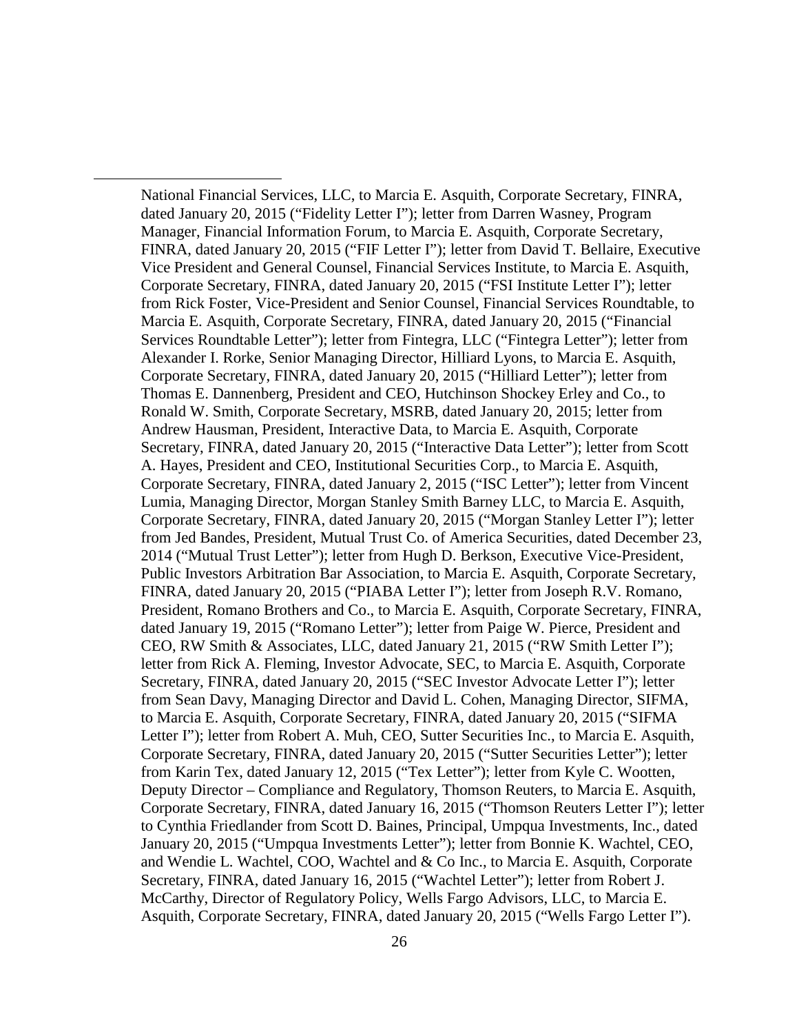National Financial Services, LLC, to Marcia E. Asquith, Corporate Secretary, FINRA, dated January 20, 2015 ("Fidelity Letter I"); letter from Darren Wasney, Program Manager, Financial Information Forum, to Marcia E. Asquith, Corporate Secretary, FINRA, dated January 20, 2015 ("FIF Letter I"); letter from David T. Bellaire, Executive Vice President and General Counsel, Financial Services Institute, to Marcia E. Asquith, Corporate Secretary, FINRA, dated January 20, 2015 ("FSI Institute Letter I"); letter from Rick Foster, Vice-President and Senior Counsel, Financial Services Roundtable, to Marcia E. Asquith, Corporate Secretary, FINRA, dated January 20, 2015 ("Financial Services Roundtable Letter"); letter from Fintegra, LLC ("Fintegra Letter"); letter from Alexander I. Rorke, Senior Managing Director, Hilliard Lyons, to Marcia E. Asquith, Corporate Secretary, FINRA, dated January 20, 2015 ("Hilliard Letter"); letter from Thomas E. Dannenberg, President and CEO, Hutchinson Shockey Erley and Co., to Ronald W. Smith, Corporate Secretary, MSRB, dated January 20, 2015; letter from Andrew Hausman, President, Interactive Data, to Marcia E. Asquith, Corporate Secretary, FINRA, dated January 20, 2015 ("Interactive Data Letter"); letter from Scott A. Hayes, President and CEO, Institutional Securities Corp., to Marcia E. Asquith, Corporate Secretary, FINRA, dated January 2, 2015 ("ISC Letter"); letter from Vincent Lumia, Managing Director, Morgan Stanley Smith Barney LLC, to Marcia E. Asquith, Corporate Secretary, FINRA, dated January 20, 2015 ("Morgan Stanley Letter I"); letter from Jed Bandes, President, Mutual Trust Co. of America Securities, dated December 23, 2014 ("Mutual Trust Letter"); letter from Hugh D. Berkson, Executive Vice-President, Public Investors Arbitration Bar Association, to Marcia E. Asquith, Corporate Secretary, FINRA, dated January 20, 2015 ("PIABA Letter I"); letter from Joseph R.V. Romano, President, Romano Brothers and Co., to Marcia E. Asquith, Corporate Secretary, FINRA, dated January 19, 2015 ("Romano Letter"); letter from Paige W. Pierce, President and CEO, RW Smith & Associates, LLC, dated January 21, 2015 ("RW Smith Letter I"); letter from Rick A. Fleming, Investor Advocate, SEC, to Marcia E. Asquith, Corporate Secretary, FINRA, dated January 20, 2015 ("SEC Investor Advocate Letter I"); letter from Sean Davy, Managing Director and David L. Cohen, Managing Director, SIFMA, to Marcia E. Asquith, Corporate Secretary, FINRA, dated January 20, 2015 ("SIFMA Letter I"); letter from Robert A. Muh, CEO, Sutter Securities Inc., to Marcia E. Asquith, Corporate Secretary, FINRA, dated January 20, 2015 ("Sutter Securities Letter"); letter from Karin Tex, dated January 12, 2015 ("Tex Letter"); letter from Kyle C. Wootten, Deputy Director – Compliance and Regulatory, Thomson Reuters, to Marcia E. Asquith, Corporate Secretary, FINRA, dated January 16, 2015 ("Thomson Reuters Letter I"); letter to Cynthia Friedlander from Scott D. Baines, Principal, Umpqua Investments, Inc., dated January 20, 2015 ("Umpqua Investments Letter"); letter from Bonnie K. Wachtel, CEO, and Wendie L. Wachtel, COO, Wachtel and & Co Inc., to Marcia E. Asquith, Corporate Secretary, FINRA, dated January 16, 2015 ("Wachtel Letter"); letter from Robert J. McCarthy, Director of Regulatory Policy, Wells Fargo Advisors, LLC, to Marcia E. Asquith, Corporate Secretary, FINRA, dated January 20, 2015 ("Wells Fargo Letter I").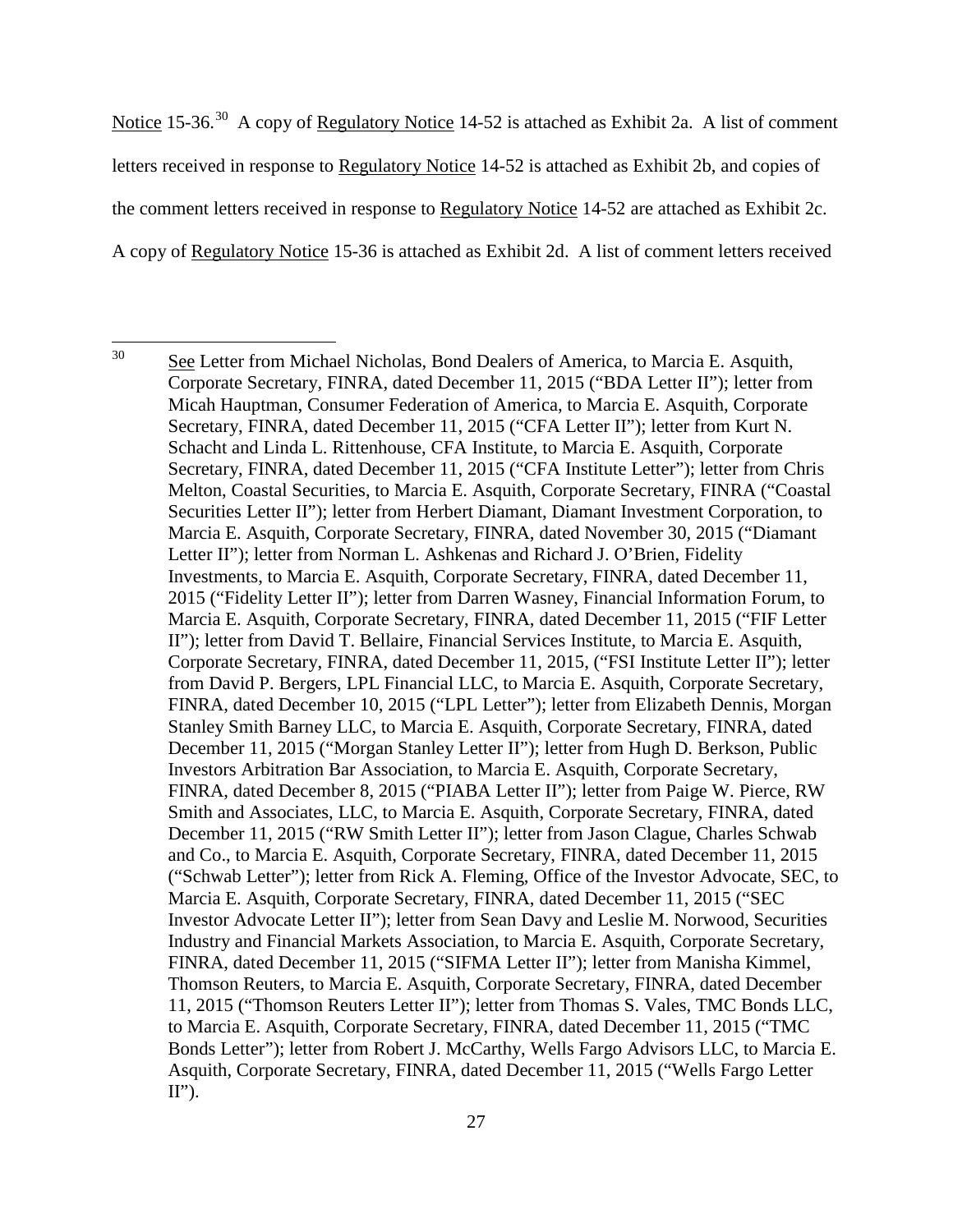Notice 15-36.[30] A copy of Regulatory Notice 14-52 is attached as Exhibit 2a. A list of comment letters received in response to Regulatory Notice 14-52 is attached as Exhibit 2b, and copies of the comment letters received in response to Regulatory Notice 14-52 are attached as Exhibit 2c. A copy of Regulatory Notice 15-36 is attached as Exhibit 2d. A list of comment letters received

---

[30] See Letter from Michael Nicholas, Bond Dealers of America, to Marcia E. Asquith, Corporate Secretary, FINRA, dated December 11, 2015 ("BDA Letter II"); letter from Micah Hauptman, Consumer Federation of America, to Marcia E. Asquith, Corporate Secretary, FINRA, dated December 11, 2015 ("CFA Letter II"); letter from Kurt N. Schacht and Linda L. Rittenhouse, CFA Institute, to Marcia E. Asquith, Corporate Secretary, FINRA, dated December 11, 2015 ("CFA Institute Letter"); letter from Chris Melton, Coastal Securities, to Marcia E. Asquith, Corporate Secretary, FINRA ("Coastal Securities Letter II"); letter from Herbert Diamant, Diamant Investment Corporation, to Marcia E. Asquith, Corporate Secretary, FINRA, dated November 30, 2015 ("Diamant Letter II"); letter from Norman L. Ashkenas and Richard J. O'Brien, Fidelity Investments, to Marcia E. Asquith, Corporate Secretary, FINRA, dated December 11, 2015 ("Fidelity Letter II"); letter from Darren Wasney, Financial Information Forum, to Marcia E. Asquith, Corporate Secretary, FINRA, dated December 11, 2015 ("FIF Letter II"); letter from David T. Bellaire, Financial Services Institute, to Marcia E. Asquith, Corporate Secretary, FINRA, dated December 11, 2015, ("FSI Institute Letter II"); letter from David P. Bergers, LPL Financial LLC, to Marcia E. Asquith, Corporate Secretary, FINRA, dated December 10, 2015 ("LPL Letter"); letter from Elizabeth Dennis, Morgan Stanley Smith Barney LLC, to Marcia E. Asquith, Corporate Secretary, FINRA, dated December 11, 2015 ("Morgan Stanley Letter II"); letter from Hugh D. Berkson, Public Investors Arbitration Bar Association, to Marcia E. Asquith, Corporate Secretary, FINRA, dated December 8, 2015 ("PIABA Letter II"); letter from Paige W. Pierce, RW Smith and Associates, LLC, to Marcia E. Asquith, Corporate Secretary, FINRA, dated December 11, 2015 ("RW Smith Letter II"); letter from Jason Clague, Charles Schwab and Co., to Marcia E. Asquith, Corporate Secretary, FINRA, dated December 11, 2015 ("Schwab Letter"); letter from Rick A. Fleming, Office of the Investor Advocate, SEC, to Marcia E. Asquith, Corporate Secretary, FINRA, dated December 11, 2015 ("SEC Investor Advocate Letter II"); letter from Sean Davy and Leslie M. Norwood, Securities Industry and Financial Markets Association, to Marcia E. Asquith, Corporate Secretary, FINRA, dated December 11, 2015 ("SIFMA Letter II"); letter from Manisha Kimmel, Thomson Reuters, to Marcia E. Asquith, Corporate Secretary, FINRA, dated December 11, 2015 ("Thomson Reuters Letter II"); letter from Thomas S. Vales, TMC Bonds LLC, to Marcia E. Asquith, Corporate Secretary, FINRA, dated December 11, 2015 ("TMC Bonds Letter"); letter from Robert J. McCarthy, Wells Fargo Advisors LLC, to Marcia E. Asquith, Corporate Secretary, FINRA, dated December 11, 2015 ("Wells Fargo Letter II").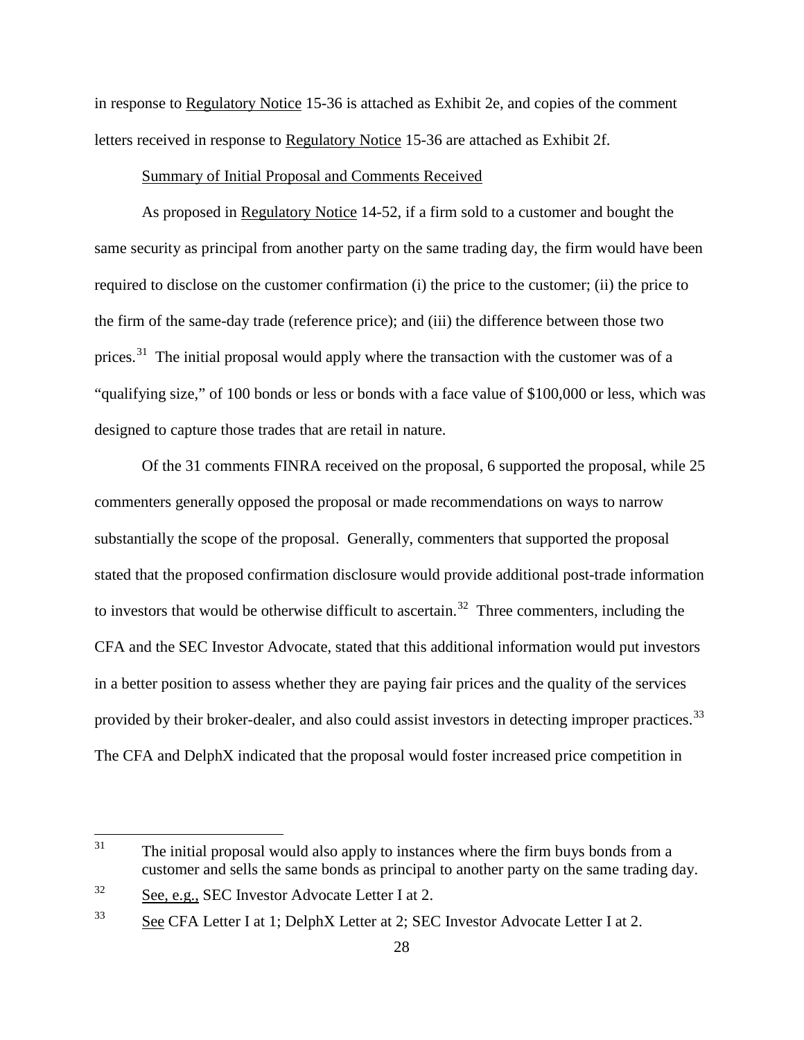in response to Regulatory Notice 15-36 is attached as Exhibit 2e, and copies of the comment letters received in response to Regulatory Notice 15-36 are attached as Exhibit 2f.

Summary of Initial Proposal and Comments Received

As proposed in Regulatory Notice 14-52, if a firm sold to a customer and bought the same security as principal from another party on the same trading day, the firm would have been required to disclose on the customer confirmation (i) the price to the customer; (ii) the price to the firm of the same-day trade (reference price); and (iii) the difference between those two prices.[31] The initial proposal would apply where the transaction with the customer was of a "qualifying size," of 100 bonds or less or bonds with a face value of $100,000 or less, which was designed to capture those trades that are retail in nature.

Of the 31 comments FINRA received on the proposal, 6 supported the proposal, while 25 commenters generally opposed the proposal or made recommendations on ways to narrow substantially the scope of the proposal. Generally, commenters that supported the proposal stated that the proposed confirmation disclosure would provide additional post-trade information to investors that would be otherwise difficult to ascertain.[32] Three commenters, including the CFA and the SEC Investor Advocate, stated that this additional information would put investors in a better position to assess whether they are paying fair prices and the quality of the services provided by their broker-dealer, and also could assist investors in detecting improper practices.[33] The CFA and DelphX indicated that the proposal would foster increased price competition in

---

[31] The initial proposal would also apply to instances where the firm buys bonds from a customer and sells the same bonds as principal to another party on the same trading day.

[32] See, e.g., SEC Investor Advocate Letter I at 2.

[33] See CFA Letter I at 1; DelphX Letter at 2; SEC Investor Advocate Letter I at 2.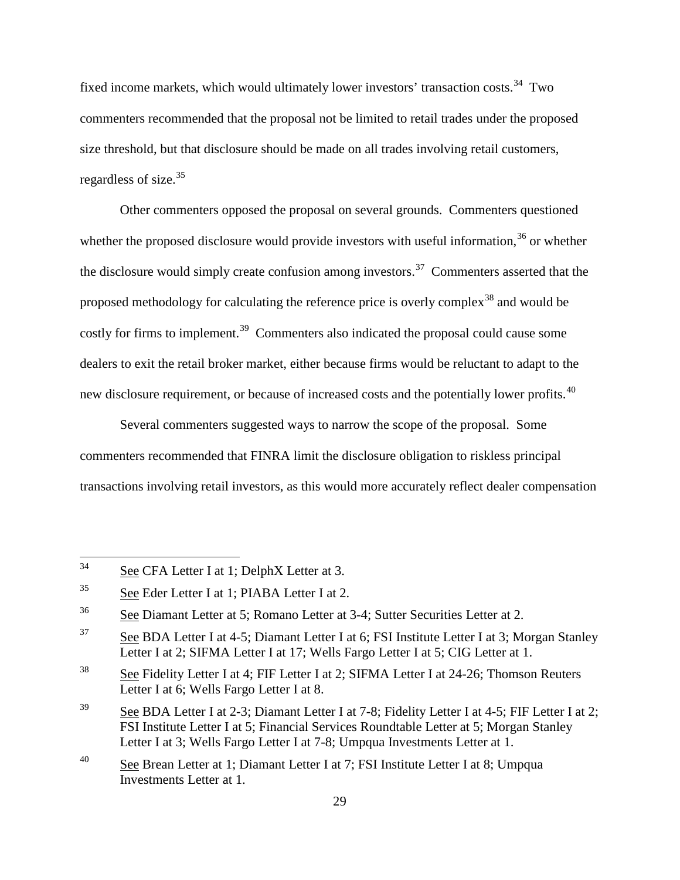fixed income markets, which would ultimately lower investors' transaction costs.[34] Two commenters recommended that the proposal not be limited to retail trades under the proposed size threshold, but that disclosure should be made on all trades involving retail customers, regardless of size.[35]

Other commenters opposed the proposal on several grounds. Commenters questioned whether the proposed disclosure would provide investors with useful information,[36] or whether the disclosure would simply create confusion among investors.[37] Commenters asserted that the proposed methodology for calculating the reference price is overly complex[38] and would be costly for firms to implement.[39] Commenters also indicated the proposal could cause some dealers to exit the retail broker market, either because firms would be reluctant to adapt to the new disclosure requirement, or because of increased costs and the potentially lower profits.[40]

Several commenters suggested ways to narrow the scope of the proposal. Some commenters recommended that FINRA limit the disclosure obligation to riskless principal transactions involving retail investors, as this would more accurately reflect dealer compensation

---

[34] See CFA Letter I at 1; DelphX Letter at 3.

[35] See Eder Letter I at 1; PIABA Letter I at 2.

[36] See Diamant Letter at 5; Romano Letter at 3-4; Sutter Securities Letter at 2.

[37] See BDA Letter I at 4-5; Diamant Letter I at 6; FSI Institute Letter I at 3; Morgan Stanley Letter I at 2; SIFMA Letter I at 17; Wells Fargo Letter I at 5; CIG Letter at 1.

[38] See Fidelity Letter I at 4; FIF Letter I at 2; SIFMA Letter I at 24-26; Thomson Reuters Letter I at 6; Wells Fargo Letter I at 8.

[39] See BDA Letter I at 2-3; Diamant Letter I at 7-8; Fidelity Letter I at 4-5; FIF Letter I at 2; FSI Institute Letter I at 5; Financial Services Roundtable Letter at 5; Morgan Stanley Letter I at 3; Wells Fargo Letter I at 7-8; Umpqua Investments Letter at 1.

[40] See Brean Letter at 1; Diamant Letter I at 7; FSI Institute Letter I at 8; Umpqua Investments Letter at 1.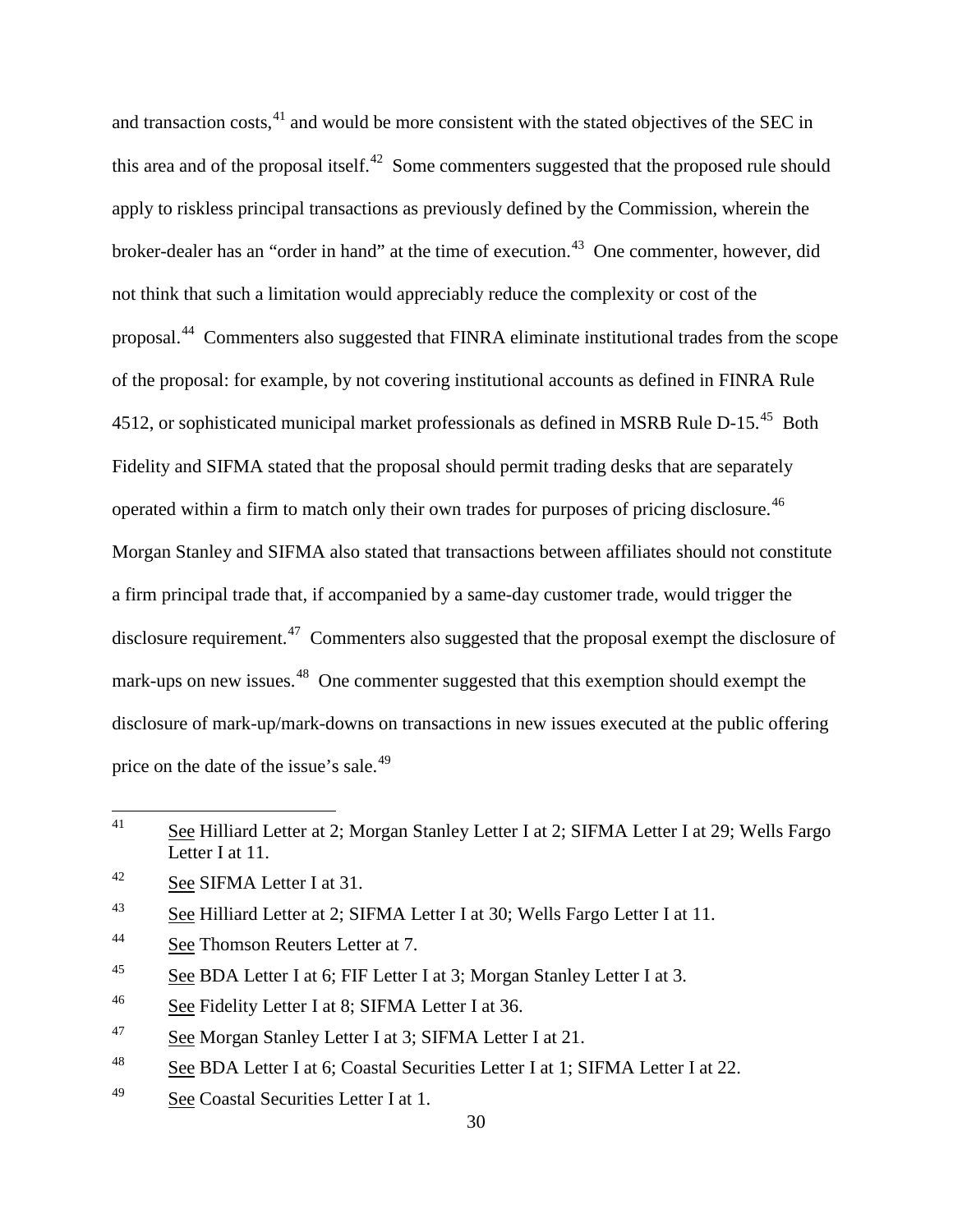and transaction costs,[41] and would be more consistent with the stated objectives of the SEC in this area and of the proposal itself.[42] Some commenters suggested that the proposed rule should apply to riskless principal transactions as previously defined by the Commission, wherein the broker-dealer has an "order in hand" at the time of execution.[43] One commenter, however, did not think that such a limitation would appreciably reduce the complexity or cost of the proposal.[44] Commenters also suggested that FINRA eliminate institutional trades from the scope of the proposal: for example, by not covering institutional accounts as defined in FINRA Rule 4512, or sophisticated municipal market professionals as defined in MSRB Rule D-15.[45] Both Fidelity and SIFMA stated that the proposal should permit trading desks that are separately operated within a firm to match only their own trades for purposes of pricing disclosure.[46] Morgan Stanley and SIFMA also stated that transactions between affiliates should not constitute a firm principal trade that, if accompanied by a same-day customer trade, would trigger the disclosure requirement.[47] Commenters also suggested that the proposal exempt the disclosure of mark-ups on new issues.[48] One commenter suggested that this exemption should exempt the disclosure of mark-up/mark-downs on transactions in new issues executed at the public offering price on the date of the issue's sale.[49]

---

[41] See Hilliard Letter at 2; Morgan Stanley Letter I at 2; SIFMA Letter I at 29; Wells Fargo Letter I at 11.

[42] See SIFMA Letter I at 31.

[43] See Hilliard Letter at 2; SIFMA Letter I at 30; Wells Fargo Letter I at 11.

[44] See Thomson Reuters Letter at 7.

[45] See BDA Letter I at 6; FIF Letter I at 3; Morgan Stanley Letter I at 3.

[46] See Fidelity Letter I at 8; SIFMA Letter I at 36.

[47] See Morgan Stanley Letter I at 3; SIFMA Letter I at 21.

[48] See BDA Letter I at 6; Coastal Securities Letter I at 1; SIFMA Letter I at 22.

[49] See Coastal Securities Letter I at 1.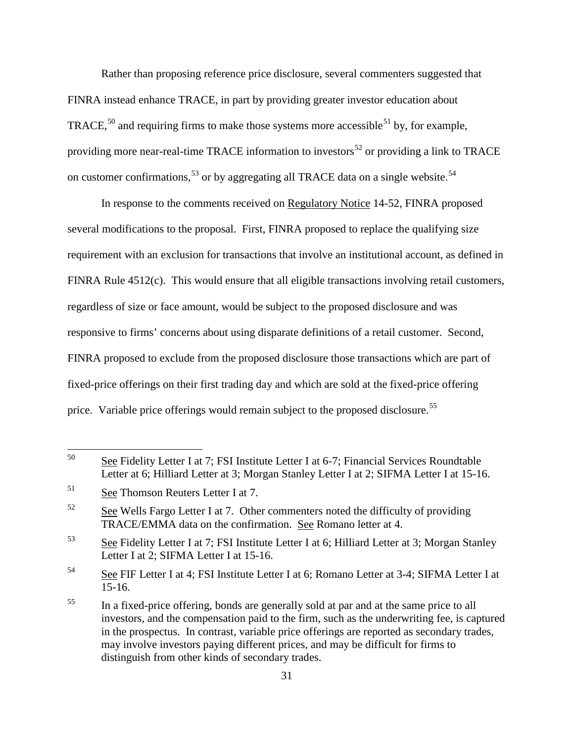Rather than proposing reference price disclosure, several commenters suggested that FINRA instead enhance TRACE, in part by providing greater investor education about TRACE,[50] and requiring firms to make those systems more accessible[51] by, for example, providing more near-real-time TRACE information to investors[52] or providing a link to TRACE on customer confirmations,[53] or by aggregating all TRACE data on a single website.[54]

In response to the comments received on Regulatory Notice 14-52, FINRA proposed several modifications to the proposal. First, FINRA proposed to replace the qualifying size requirement with an exclusion for transactions that involve an institutional account, as defined in FINRA Rule 4512(c). This would ensure that all eligible transactions involving retail customers, regardless of size or face amount, would be subject to the proposed disclosure and was responsive to firms' concerns about using disparate definitions of a retail customer. Second, FINRA proposed to exclude from the proposed disclosure those transactions which are part of fixed-price offerings on their first trading day and which are sold at the fixed-price offering price. Variable price offerings would remain subject to the proposed disclosure.[55]

---

[50] See Fidelity Letter I at 7; FSI Institute Letter I at 6-7; Financial Services Roundtable Letter at 6; Hilliard Letter at 3; Morgan Stanley Letter I at 2; SIFMA Letter I at 15-16.

[51] See Thomson Reuters Letter I at 7.

[52] See Wells Fargo Letter I at 7. Other commenters noted the difficulty of providing TRACE/EMMA data on the confirmation. See Romano letter at 4.

[53] See Fidelity Letter I at 7; FSI Institute Letter I at 6; Hilliard Letter at 3; Morgan Stanley Letter I at 2; SIFMA Letter I at 15-16.

[54] See FIF Letter I at 4; FSI Institute Letter I at 6; Romano Letter at 3-4; SIFMA Letter I at 15-16.

[55] In a fixed-price offering, bonds are generally sold at par and at the same price to all investors, and the compensation paid to the firm, such as the underwriting fee, is captured in the prospectus. In contrast, variable price offerings are reported as secondary trades, may involve investors paying different prices, and may be difficult for firms to distinguish from other kinds of secondary trades.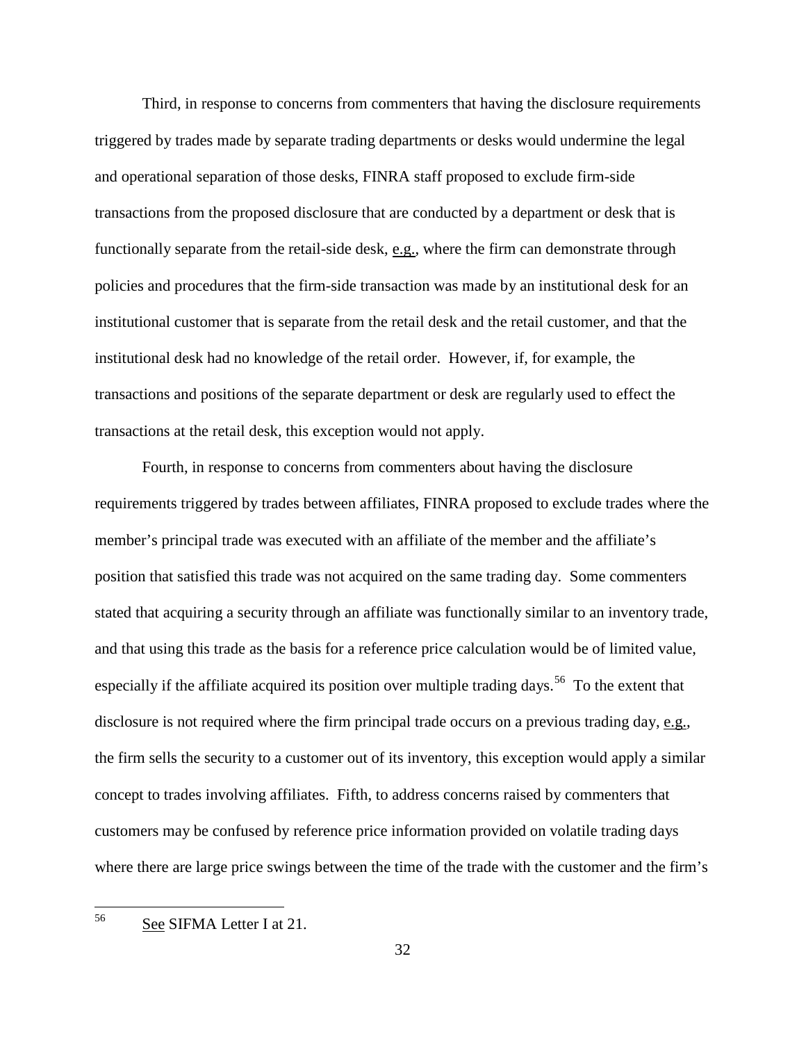Third, in response to concerns from commenters that having the disclosure requirements triggered by trades made by separate trading departments or desks would undermine the legal and operational separation of those desks, FINRA staff proposed to exclude firm-side transactions from the proposed disclosure that are conducted by a department or desk that is functionally separate from the retail-side desk, e.g., where the firm can demonstrate through policies and procedures that the firm-side transaction was made by an institutional desk for an institutional customer that is separate from the retail desk and the retail customer, and that the institutional desk had no knowledge of the retail order. However, if, for example, the transactions and positions of the separate department or desk are regularly used to effect the transactions at the retail desk, this exception would not apply.

Fourth, in response to concerns from commenters about having the disclosure requirements triggered by trades between affiliates, FINRA proposed to exclude trades where the member's principal trade was executed with an affiliate of the member and the affiliate's position that satisfied this trade was not acquired on the same trading day. Some commenters stated that acquiring a security through an affiliate was functionally similar to an inventory trade, and that using this trade as the basis for a reference price calculation would be of limited value, especially if the affiliate acquired its position over multiple trading days.[56] To the extent that disclosure is not required where the firm principal trade occurs on a previous trading day, e.g., the firm sells the security to a customer out of its inventory, this exception would apply a similar concept to trades involving affiliates. Fifth, to address concerns raised by commenters that customers may be confused by reference price information provided on volatile trading days where there are large price swings between the time of the trade with the customer and the firm's

---

[56] See SIFMA Letter I at 21.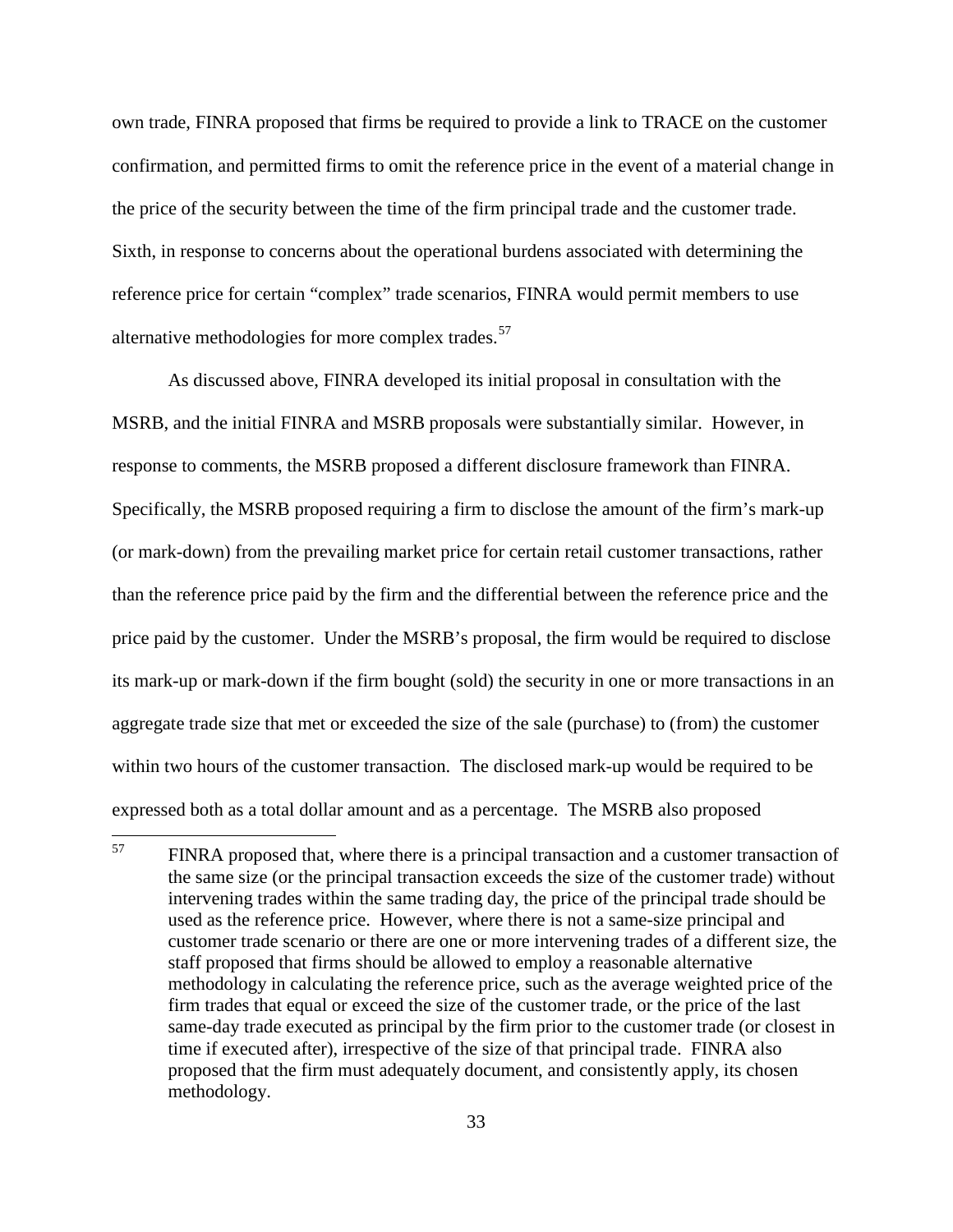own trade, FINRA proposed that firms be required to provide a link to TRACE on the customer confirmation, and permitted firms to omit the reference price in the event of a material change in the price of the security between the time of the firm principal trade and the customer trade. Sixth, in response to concerns about the operational burdens associated with determining the reference price for certain "complex" trade scenarios, FINRA would permit members to use alternative methodologies for more complex trades.[57]

As discussed above, FINRA developed its initial proposal in consultation with the MSRB, and the initial FINRA and MSRB proposals were substantially similar. However, in response to comments, the MSRB proposed a different disclosure framework than FINRA. Specifically, the MSRB proposed requiring a firm to disclose the amount of the firm's mark-up (or mark-down) from the prevailing market price for certain retail customer transactions, rather than the reference price paid by the firm and the differential between the reference price and the price paid by the customer. Under the MSRB's proposal, the firm would be required to disclose its mark-up or mark-down if the firm bought (sold) the security in one or more transactions in an aggregate trade size that met or exceeded the size of the sale (purchase) to (from) the customer within two hours of the customer transaction. The disclosed mark-up would be required to be expressed both as a total dollar amount and as a percentage. The MSRB also proposed

---

[57] FINRA proposed that, where there is a principal transaction and a customer transaction of the same size (or the principal transaction exceeds the size of the customer trade) without intervening trades within the same trading day, the price of the principal trade should be used as the reference price. However, where there is not a same-size principal and customer trade scenario or there are one or more intervening trades of a different size, the staff proposed that firms should be allowed to employ a reasonable alternative methodology in calculating the reference price, such as the average weighted price of the firm trades that equal or exceed the size of the customer trade, or the price of the last same-day trade executed as principal by the firm prior to the customer trade (or closest in time if executed after), irrespective of the size of that principal trade. FINRA also proposed that the firm must adequately document, and consistently apply, its chosen methodology.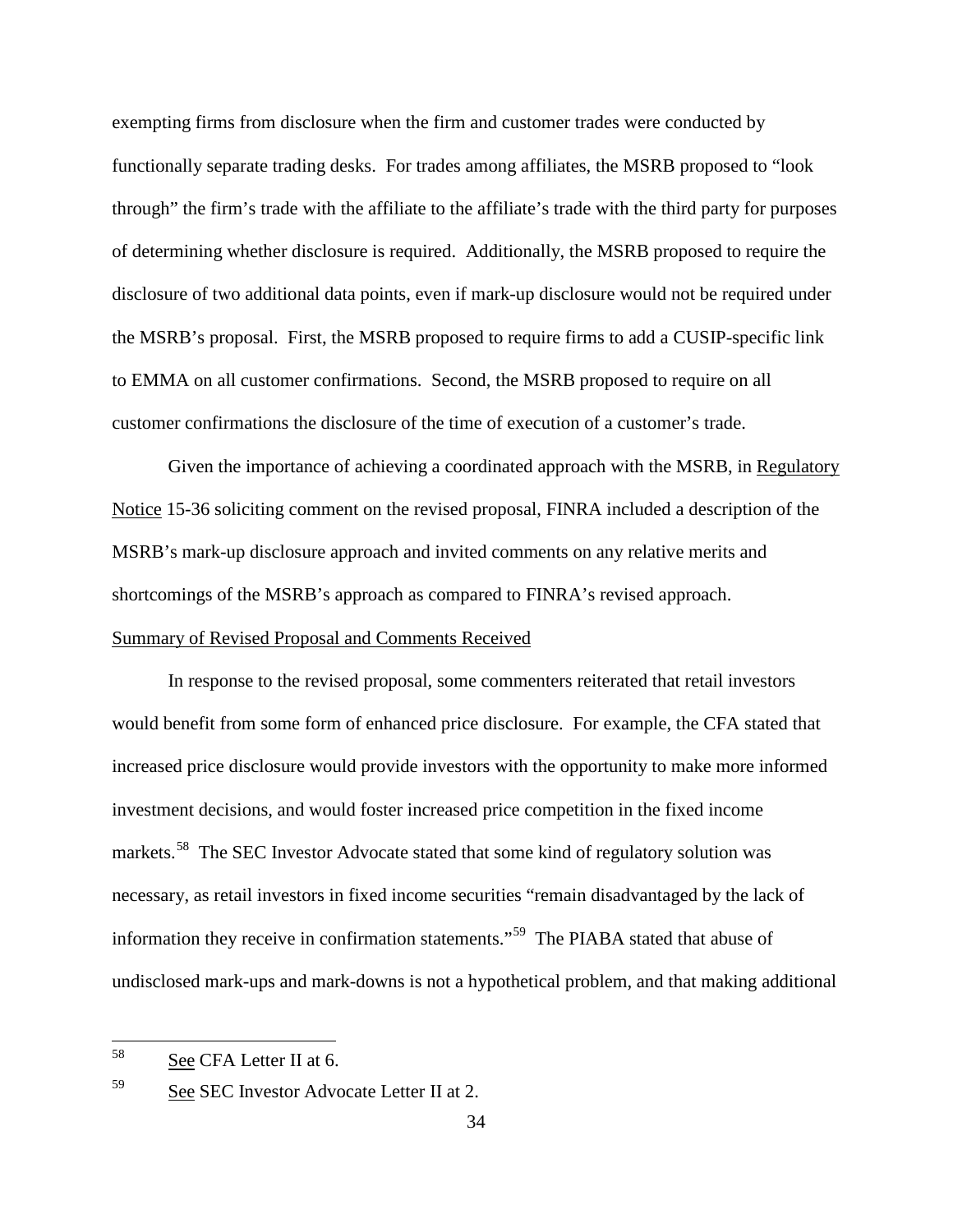exempting firms from disclosure when the firm and customer trades were conducted by functionally separate trading desks. For trades among affiliates, the MSRB proposed to "look through" the firm's trade with the affiliate to the affiliate's trade with the third party for purposes of determining whether disclosure is required. Additionally, the MSRB proposed to require the disclosure of two additional data points, even if mark-up disclosure would not be required under the MSRB's proposal. First, the MSRB proposed to require firms to add a CUSIP-specific link to EMMA on all customer confirmations. Second, the MSRB proposed to require on all customer confirmations the disclosure of the time of execution of a customer's trade.

Given the importance of achieving a coordinated approach with the MSRB, in Regulatory Notice 15-36 soliciting comment on the revised proposal, FINRA included a description of the MSRB's mark-up disclosure approach and invited comments on any relative merits and shortcomings of the MSRB's approach as compared to FINRA's revised approach.

Summary of Revised Proposal and Comments Received

In response to the revised proposal, some commenters reiterated that retail investors would benefit from some form of enhanced price disclosure. For example, the CFA stated that increased price disclosure would provide investors with the opportunity to make more informed investment decisions, and would foster increased price competition in the fixed income markets.[58] The SEC Investor Advocate stated that some kind of regulatory solution was necessary, as retail investors in fixed income securities "remain disadvantaged by the lack of information they receive in confirmation statements."[59] The PIABA stated that abuse of undisclosed mark-ups and mark-downs is not a hypothetical problem, and that making additional

[58] See CFA Letter II at 6.

[59] See SEC Investor Advocate Letter II at 2.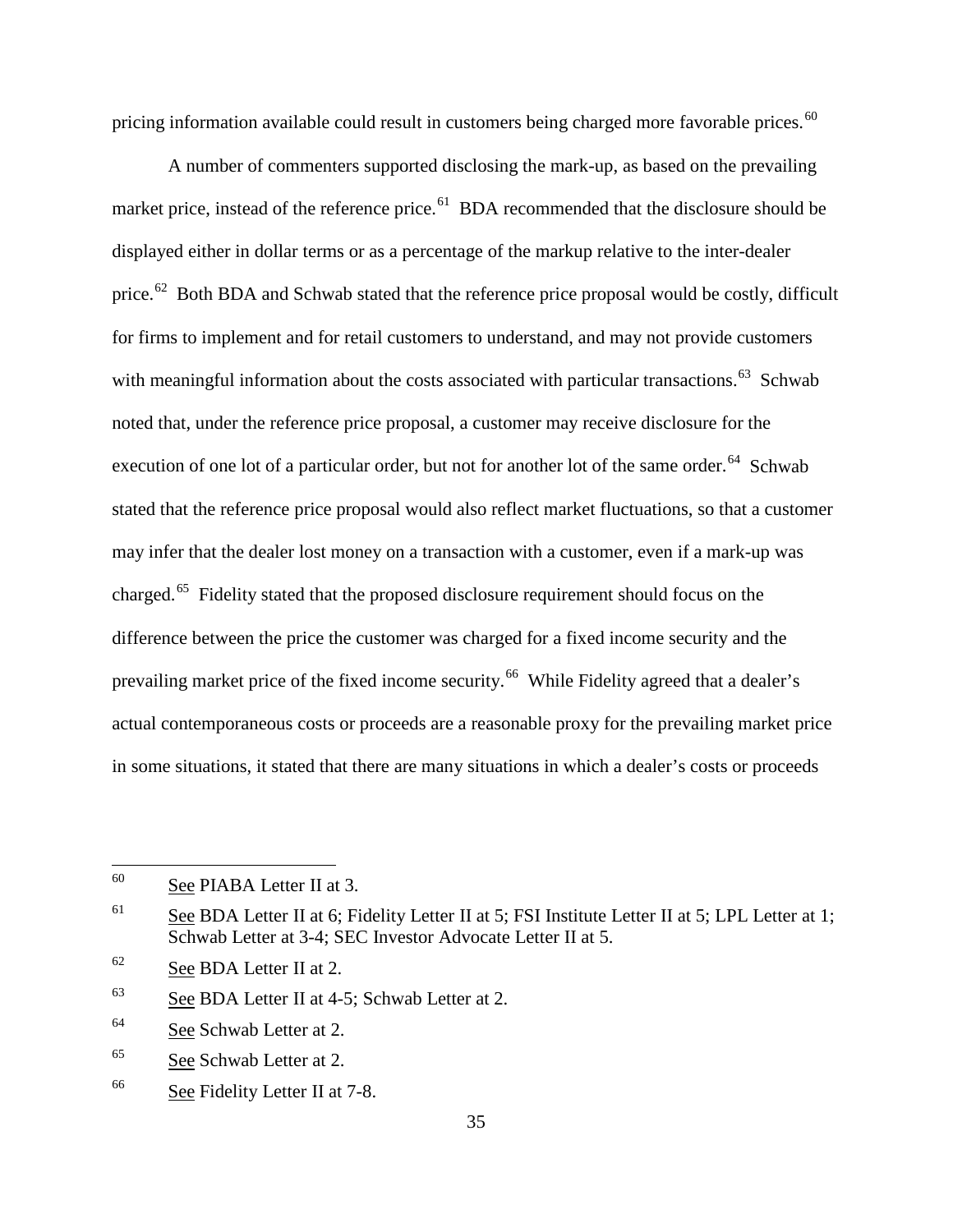pricing information available could result in customers being charged more favorable prices.[60]

A number of commenters supported disclosing the mark-up, as based on the prevailing market price, instead of the reference price.[61] BDA recommended that the disclosure should be displayed either in dollar terms or as a percentage of the markup relative to the inter-dealer price.[62] Both BDA and Schwab stated that the reference price proposal would be costly, difficult for firms to implement and for retail customers to understand, and may not provide customers with meaningful information about the costs associated with particular transactions.[63] Schwab noted that, under the reference price proposal, a customer may receive disclosure for the execution of one lot of a particular order, but not for another lot of the same order.[64] Schwab stated that the reference price proposal would also reflect market fluctuations, so that a customer may infer that the dealer lost money on a transaction with a customer, even if a mark-up was charged.[65] Fidelity stated that the proposed disclosure requirement should focus on the difference between the price the customer was charged for a fixed income security and the prevailing market price of the fixed income security.[66] While Fidelity agreed that a dealer's actual contemporaneous costs or proceeds are a reasonable proxy for the prevailing market price in some situations, it stated that there are many situations in which a dealer's costs or proceeds

---

[60] See PIABA Letter II at 3.

[61] See BDA Letter II at 6; Fidelity Letter II at 5; FSI Institute Letter II at 5; LPL Letter at 1; Schwab Letter at 3-4; SEC Investor Advocate Letter II at 5.

[62] See BDA Letter II at 2.

[63] See BDA Letter II at 4-5; Schwab Letter at 2.

[64] See Schwab Letter at 2.

[65] See Schwab Letter at 2.

[66] See Fidelity Letter II at 7-8.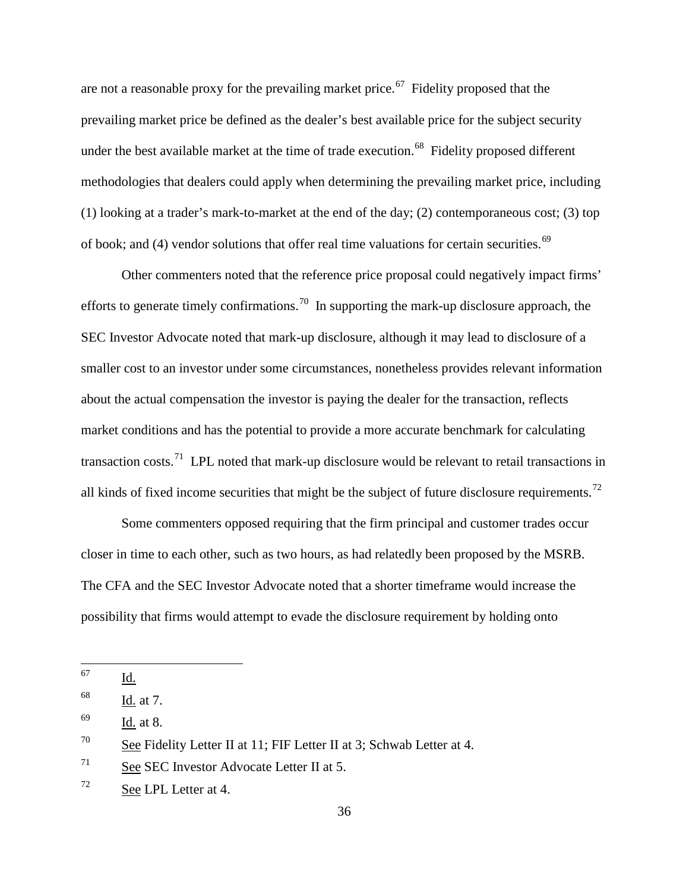are not a reasonable proxy for the prevailing market price.[67] Fidelity proposed that the prevailing market price be defined as the dealer's best available price for the subject security under the best available market at the time of trade execution.[68] Fidelity proposed different methodologies that dealers could apply when determining the prevailing market price, including (1) looking at a trader's mark-to-market at the end of the day; (2) contemporaneous cost; (3) top of book; and (4) vendor solutions that offer real time valuations for certain securities.[69]

Other commenters noted that the reference price proposal could negatively impact firms' efforts to generate timely confirmations.[70] In supporting the mark-up disclosure approach, the SEC Investor Advocate noted that mark-up disclosure, although it may lead to disclosure of a smaller cost to an investor under some circumstances, nonetheless provides relevant information about the actual compensation the investor is paying the dealer for the transaction, reflects market conditions and has the potential to provide a more accurate benchmark for calculating transaction costs.[71] LPL noted that mark-up disclosure would be relevant to retail transactions in all kinds of fixed income securities that might be the subject of future disclosure requirements.[72]

Some commenters opposed requiring that the firm principal and customer trades occur closer in time to each other, such as two hours, as had relatedly been proposed by the MSRB. The CFA and the SEC Investor Advocate noted that a shorter timeframe would increase the possibility that firms would attempt to evade the disclosure requirement by holding onto

---

[67] Id.

[68] Id. at 7.

[69] Id. at 8.

[70] See Fidelity Letter II at 11; FIF Letter II at 3; Schwab Letter at 4.

[71] See SEC Investor Advocate Letter II at 5.

[72] See LPL Letter at 4.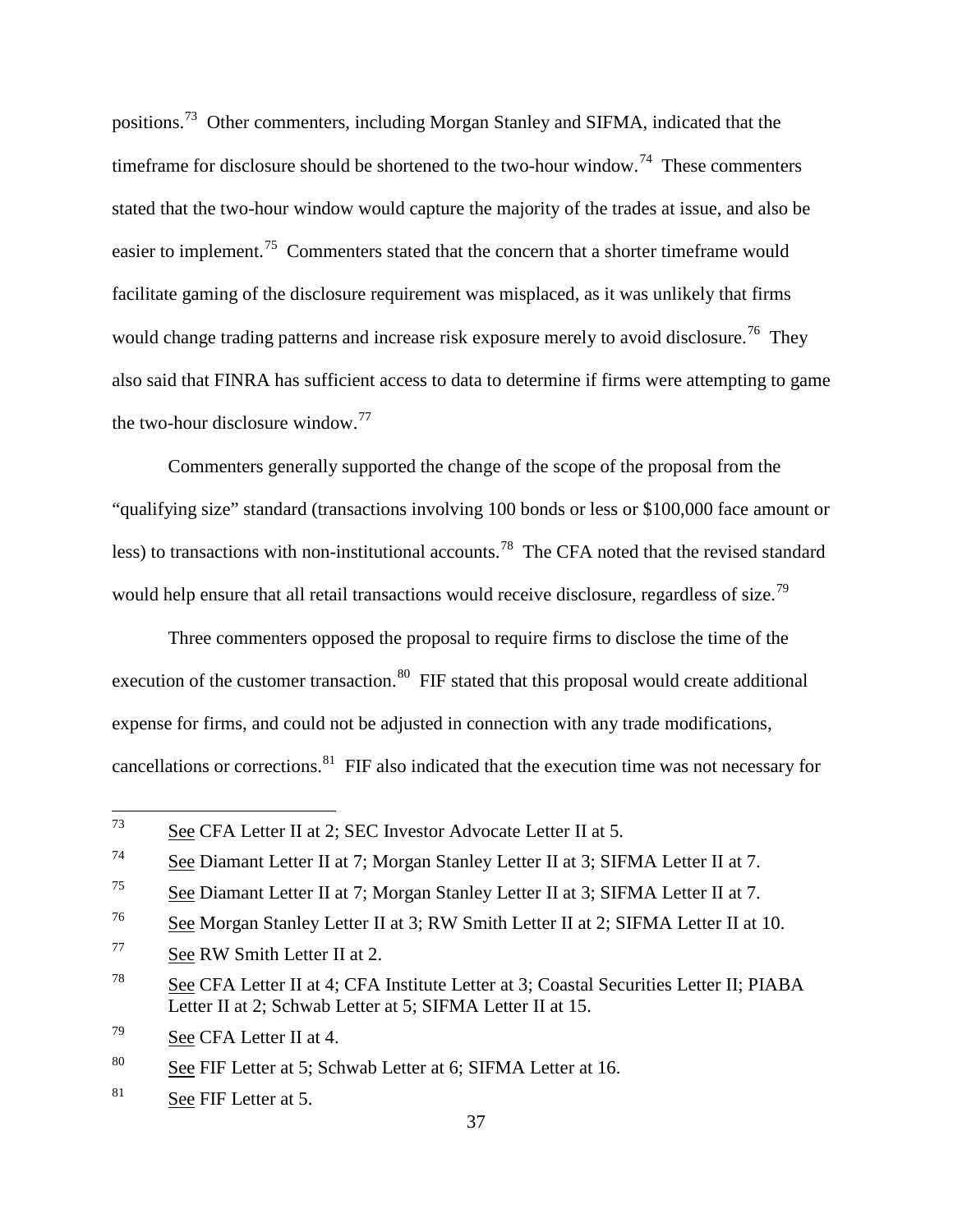positions.[73] Other commenters, including Morgan Stanley and SIFMA, indicated that the timeframe for disclosure should be shortened to the two-hour window.[74] These commenters stated that the two-hour window would capture the majority of the trades at issue, and also be easier to implement.[75] Commenters stated that the concern that a shorter timeframe would facilitate gaming of the disclosure requirement was misplaced, as it was unlikely that firms would change trading patterns and increase risk exposure merely to avoid disclosure.[76] They also said that FINRA has sufficient access to data to determine if firms were attempting to game the two-hour disclosure window.[77]

Commenters generally supported the change of the scope of the proposal from the "qualifying size" standard (transactions involving 100 bonds or less or $100,000 face amount or less) to transactions with non-institutional accounts.[78] The CFA noted that the revised standard would help ensure that all retail transactions would receive disclosure, regardless of size.[79]

Three commenters opposed the proposal to require firms to disclose the time of the execution of the customer transaction.[80] FIF stated that this proposal would create additional expense for firms, and could not be adjusted in connection with any trade modifications, cancellations or corrections.[81] FIF also indicated that the execution time was not necessary for

---

[73] See CFA Letter II at 2; SEC Investor Advocate Letter II at 5.

[74] See Diamant Letter II at 7; Morgan Stanley Letter II at 3; SIFMA Letter II at 7.

[75] See Diamant Letter II at 7; Morgan Stanley Letter II at 3; SIFMA Letter II at 7.

[76] See Morgan Stanley Letter II at 3; RW Smith Letter II at 2; SIFMA Letter II at 10.

[77] See RW Smith Letter II at 2.

[78] See CFA Letter II at 4; CFA Institute Letter at 3; Coastal Securities Letter II; PIABA Letter II at 2; Schwab Letter at 5; SIFMA Letter II at 15.

[79] See CFA Letter II at 4.

[80] See FIF Letter at 5; Schwab Letter at 6; SIFMA Letter at 16.

[81] See FIF Letter at 5.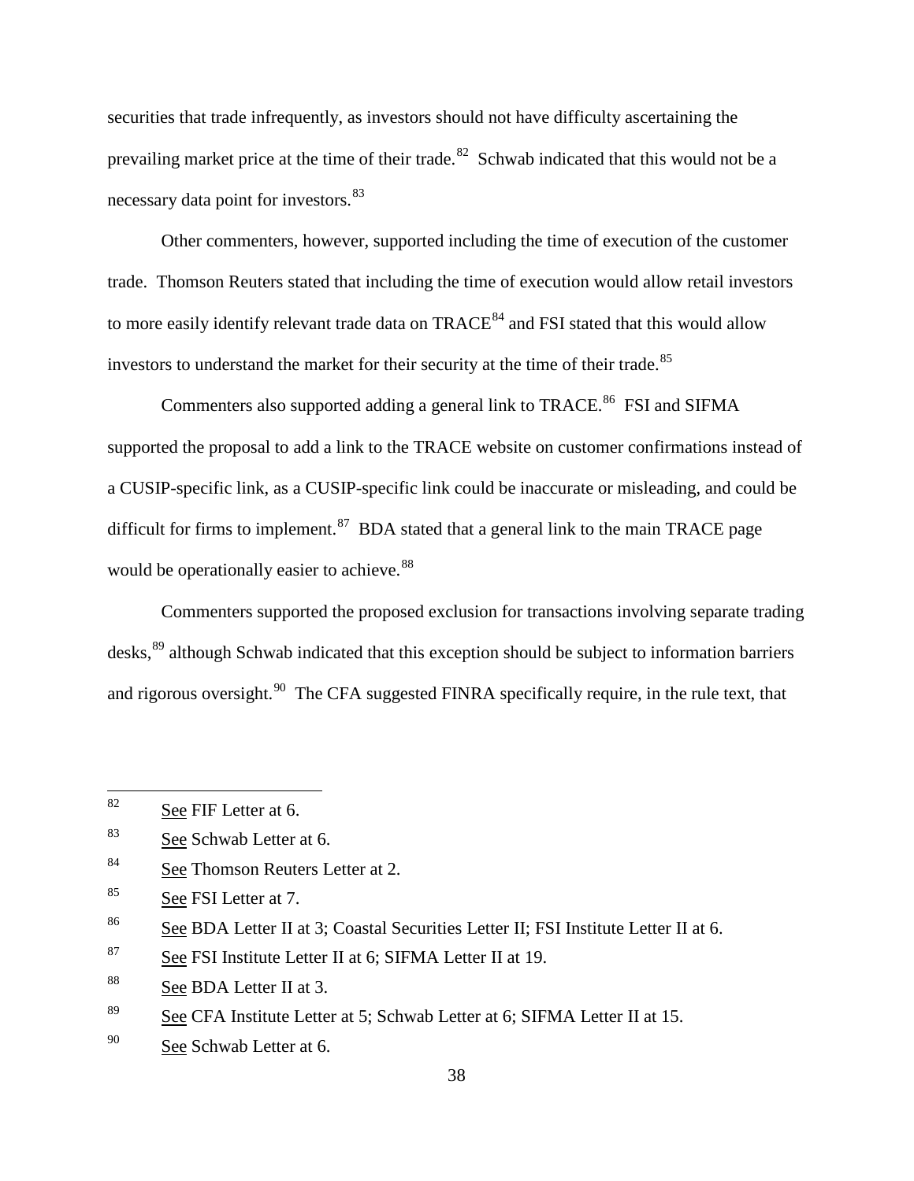securities that trade infrequently, as investors should not have difficulty ascertaining the prevailing market price at the time of their trade.[82] Schwab indicated that this would not be a necessary data point for investors.[83]

Other commenters, however, supported including the time of execution of the customer trade. Thomson Reuters stated that including the time of execution would allow retail investors to more easily identify relevant trade data on TRACE[84] and FSI stated that this would allow investors to understand the market for their security at the time of their trade.[85]

Commenters also supported adding a general link to TRACE.[86] FSI and SIFMA supported the proposal to add a link to the TRACE website on customer confirmations instead of a CUSIP-specific link, as a CUSIP-specific link could be inaccurate or misleading, and could be difficult for firms to implement.[87] BDA stated that a general link to the main TRACE page would be operationally easier to achieve.[88]

Commenters supported the proposed exclusion for transactions involving separate trading desks,[89] although Schwab indicated that this exception should be subject to information barriers and rigorous oversight.[90] The CFA suggested FINRA specifically require, in the rule text, that

---

[82] See FIF Letter at 6.

[83] See Schwab Letter at 6.

[84] See Thomson Reuters Letter at 2.

[85] See FSI Letter at 7.

[86] See BDA Letter II at 3; Coastal Securities Letter II; FSI Institute Letter II at 6.

[87] See FSI Institute Letter II at 6; SIFMA Letter II at 19.

[88] See BDA Letter II at 3.

[89] See CFA Institute Letter at 5; Schwab Letter at 6; SIFMA Letter II at 15.

[90] See Schwab Letter at 6.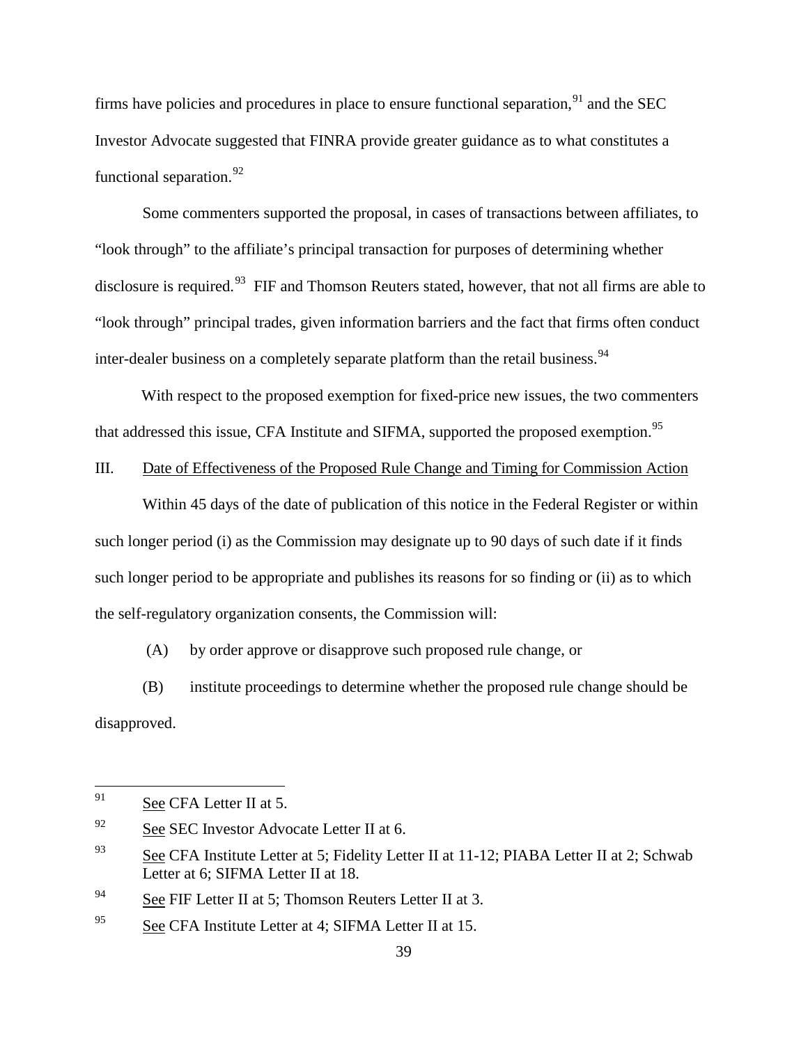firms have policies and procedures in place to ensure functional separation,[91] and the SEC Investor Advocate suggested that FINRA provide greater guidance as to what constitutes a functional separation.[92]

Some commenters supported the proposal, in cases of transactions between affiliates, to "look through" to the affiliate's principal transaction for purposes of determining whether disclosure is required.[93] FIF and Thomson Reuters stated, however, that not all firms are able to "look through" principal trades, given information barriers and the fact that firms often conduct inter-dealer business on a completely separate platform than the retail business.[94]

With respect to the proposed exemption for fixed-price new issues, the two commenters that addressed this issue, CFA Institute and SIFMA, supported the proposed exemption.[95]

III. Date of Effectiveness of the Proposed Rule Change and Timing for Commission Action

Within 45 days of the date of publication of this notice in the Federal Register or within such longer period (i) as the Commission may designate up to 90 days of such date if it finds such longer period to be appropriate and publishes its reasons for so finding or (ii) as to which the self-regulatory organization consents, the Commission will:

(A) by order approve or disapprove such proposed rule change, or

(B) institute proceedings to determine whether the proposed rule change should be disapproved.

---

[91] See CFA Letter II at 5.

[92] See SEC Investor Advocate Letter II at 6.

[93] See CFA Institute Letter at 5; Fidelity Letter II at 11-12; PIABA Letter II at 2; Schwab Letter at 6; SIFMA Letter II at 18.

[94] See FIF Letter II at 5; Thomson Reuters Letter II at 3.

[95] See CFA Institute Letter at 4; SIFMA Letter II at 15.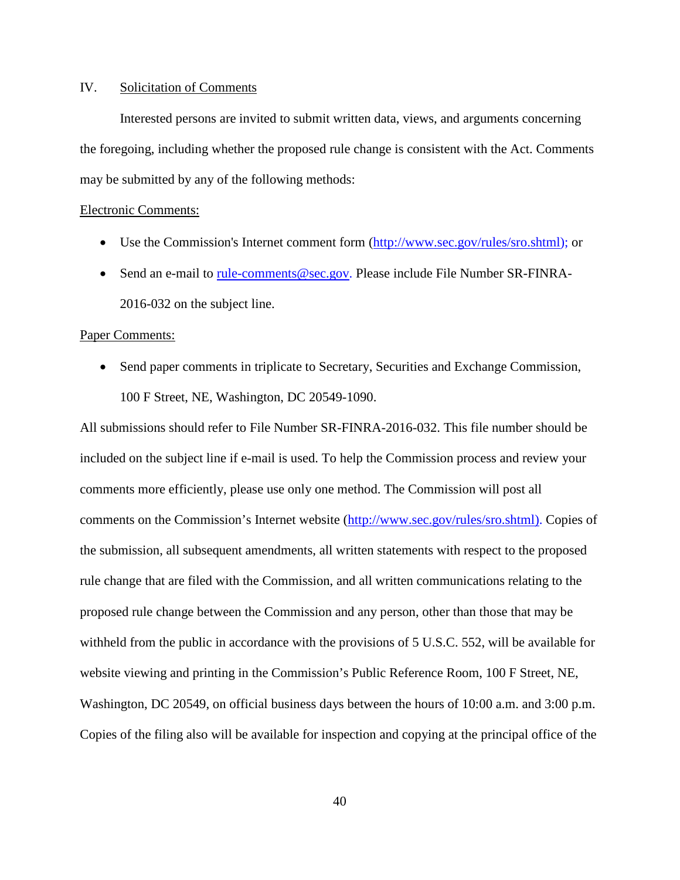## IV. Solicitation of Comments

Interested persons are invited to submit written data, views, and arguments concerning the foregoing, including whether the proposed rule change is consistent with the Act. Comments may be submitted by any of the following methods:

Electronic Comments:

- Use the Commission's Internet comment form (http://www.sec.gov/rules/sro.shtml); or
- Send an e-mail to rule-comments@sec.gov. Please include File Number SR-FINRA-2016-032 on the subject line.

Paper Comments:

- Send paper comments in triplicate to Secretary, Securities and Exchange Commission, 100 F Street, NE, Washington, DC 20549-1090.

All submissions should refer to File Number SR-FINRA-2016-032. This file number should be included on the subject line if e-mail is used. To help the Commission process and review your comments more efficiently, please use only one method. The Commission will post all comments on the Commission's Internet website (http://www.sec.gov/rules/sro.shtml). Copies of the submission, all subsequent amendments, all written statements with respect to the proposed rule change that are filed with the Commission, and all written communications relating to the proposed rule change between the Commission and any person, other than those that may be withheld from the public in accordance with the provisions of 5 U.S.C. 552, will be available for website viewing and printing in the Commission's Public Reference Room, 100 F Street, NE, Washington, DC 20549, on official business days between the hours of 10:00 a.m. and 3:00 p.m. Copies of the filing also will be available for inspection and copying at the principal office of the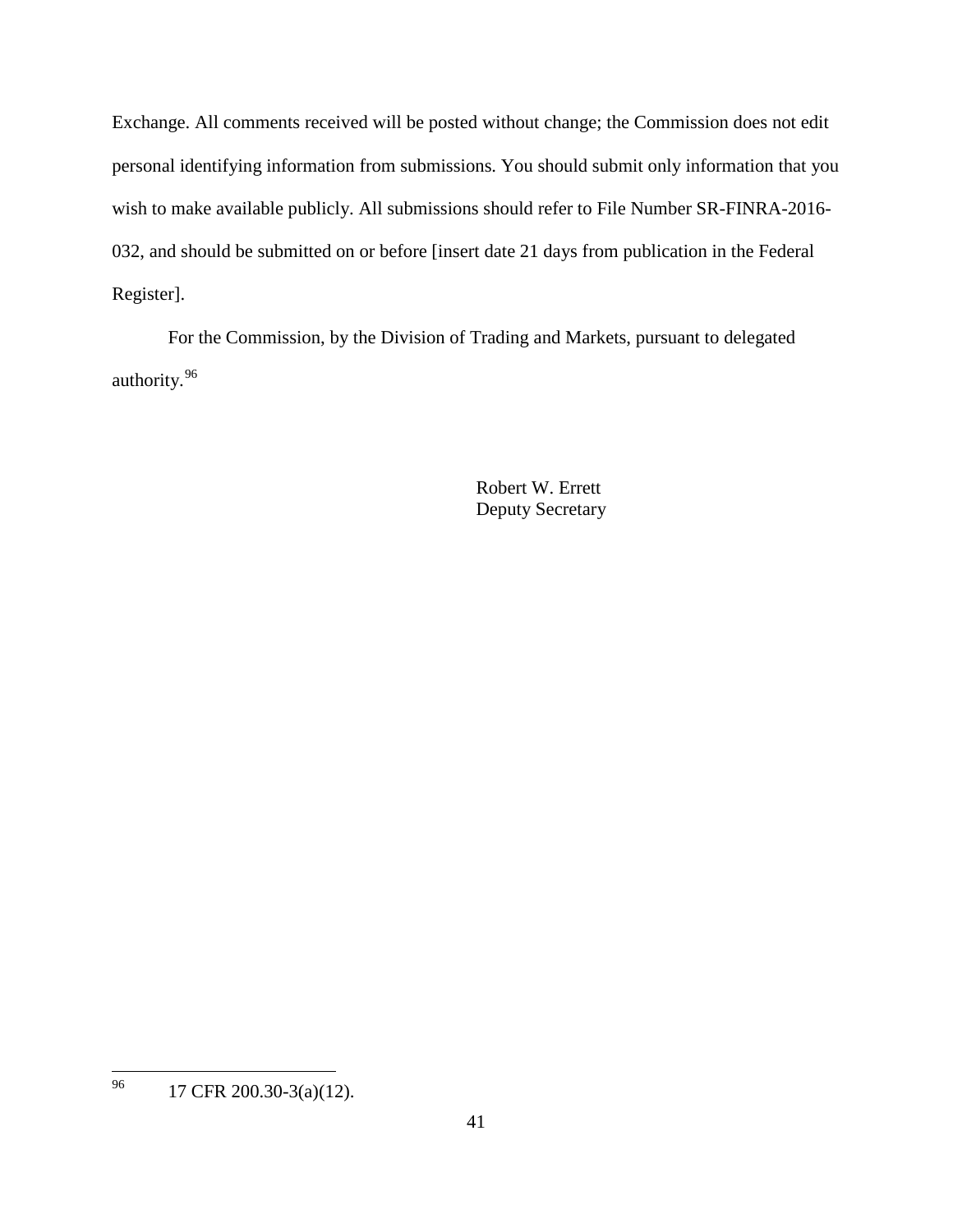Exchange. All comments received will be posted without change; the Commission does not edit personal identifying information from submissions. You should submit only information that you wish to make available publicly. All submissions should refer to File Number SR-FINRA-2016-032, and should be submitted on or before [insert date 21 days from publication in the Federal Register].

For the Commission, by the Division of Trading and Markets, pursuant to delegated authority.[96]

Robert W. Errett
Deputy Secretary

---

[96] 17 CFR 200.30-3(a)(12).